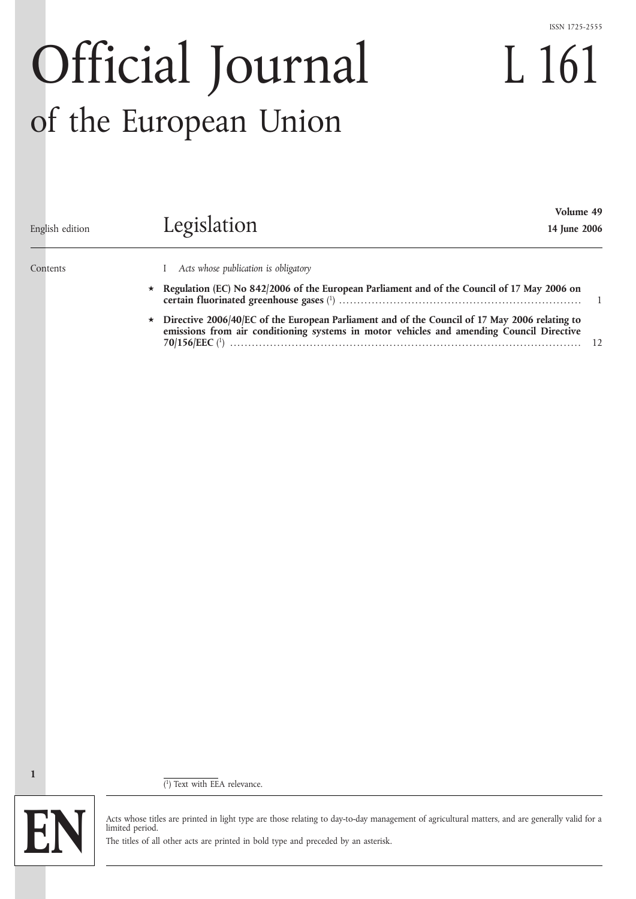ISSN 1725-2555

# Official Journal of the European Union

# L 161

English edition

## Legislation

**Volume 49**
**14 June 2006**

Contents

I *Acts whose publication is obligatory*

★ **Regulation (EC) No 842/2006 of the European Parliament and of the Council of 17 May 2006 on certain fluorinated greenhouse gases** ([1]) ..... 1

★ **Directive 2006/40/EC of the European Parliament and of the Council of 17 May 2006 relating to emissions from air conditioning systems in motor vehicles and amending Council Directive 70/156/EEC** ([1]) ..... 12

---

([1]) Text with EEA relevance.

EN

Acts whose titles are printed in light type are those relating to day-to-day management of agricultural matters, and are generally valid for a limited period.

The titles of all other acts are printed in bold type and preceded by an asterisk.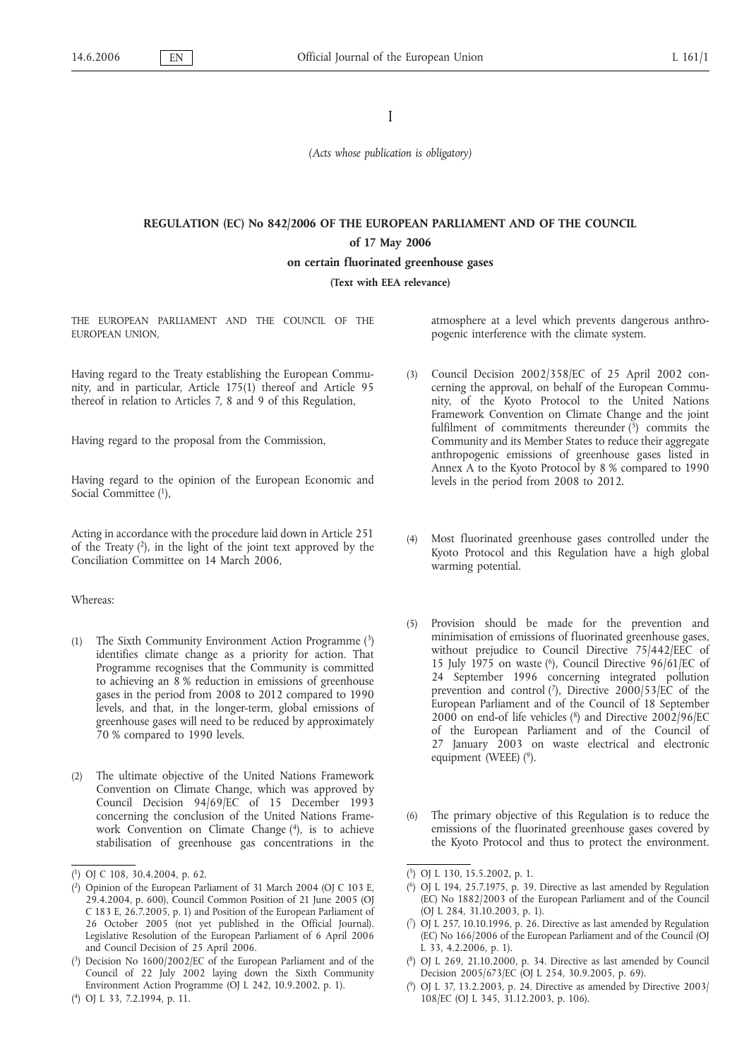I

*(Acts whose publication is obligatory)*

# REGULATION (EC) No 842/2006 OF THE EUROPEAN PARLIAMENT AND OF THE COUNCIL

## of 17 May 2006

## on certain fluorinated greenhouse gases

**(Text with EEA relevance)**

THE EUROPEAN PARLIAMENT AND THE COUNCIL OF THE EUROPEAN UNION,

Having regard to the Treaty establishing the European Community, and in particular, Article 175(1) thereof and Article 95 thereof in relation to Articles 7, 8 and 9 of this Regulation,

Having regard to the proposal from the Commission,

Having regard to the opinion of the European Economic and Social Committee [1],

Acting in accordance with the procedure laid down in Article 251 of the Treaty [2], in the light of the joint text approved by the Conciliation Committee on 14 March 2006,

Whereas:

(1) The Sixth Community Environment Action Programme [3] identifies climate change as a priority for action. That Programme recognises that the Community is committed to achieving an 8 % reduction in emissions of greenhouse gases in the period from 2008 to 2012 compared to 1990 levels, and that, in the longer-term, global emissions of greenhouse gases will need to be reduced by approximately 70 % compared to 1990 levels.

(2) The ultimate objective of the United Nations Framework Convention on Climate Change, which was approved by Council Decision 94/69/EC of 15 December 1993 concerning the conclusion of the United Nations Framework Convention on Climate Change [4], is to achieve stabilisation of greenhouse gas concentrations in the atmosphere at a level which prevents dangerous anthropogenic interference with the climate system.

(3) Council Decision 2002/358/EC of 25 April 2002 concerning the approval, on behalf of the European Community, of the Kyoto Protocol to the United Nations Framework Convention on Climate Change and the joint fulfilment of commitments thereunder [5] commits the Community and its Member States to reduce their aggregate anthropogenic emissions of greenhouse gases listed in Annex A to the Kyoto Protocol by 8 % compared to 1990 levels in the period from 2008 to 2012.

(4) Most fluorinated greenhouse gases controlled under the Kyoto Protocol and this Regulation have a high global warming potential.

(5) Provision should be made for the prevention and minimisation of emissions of fluorinated greenhouse gases, without prejudice to Council Directive 75/442/EEC of 15 July 1975 on waste [6], Council Directive 96/61/EC of 24 September 1996 concerning integrated pollution prevention and control [7], Directive 2000/53/EC of the European Parliament and of the Council of 18 September 2000 on end-of life vehicles [8] and Directive 2002/96/EC of the European Parliament and of the Council of 27 January 2003 on waste electrical and electronic equipment (WEEE) [9].

(6) The primary objective of this Regulation is to reduce the emissions of the fluorinated greenhouse gases covered by the Kyoto Protocol and thus to protect the environment.

---

[1] OJ C 108, 30.4.2004, p. 62.

[2] Opinion of the European Parliament of 31 March 2004 (OJ C 103 E, 29.4.2004, p. 600), Council Common Position of 21 June 2005 (OJ C 183 E, 26.7.2005, p. 1) and Position of the European Parliament of 26 October 2005 (not yet published in the Official Journal). Legislative Resolution of the European Parliament of 6 April 2006 and Council Decision of 25 April 2006.

[3] Decision No 1600/2002/EC of the European Parliament and of the Council of 22 July 2002 laying down the Sixth Community Environment Action Programme (OJ L 242, 10.9.2002, p. 1).

[4] OJ L 33, 7.2.1994, p. 11.

[5] OJ L 130, 15.5.2002, p. 1.

[6] OJ L 194, 25.7.1975, p. 39. Directive as last amended by Regulation (EC) No 1882/2003 of the European Parliament and of the Council (OJ L 284, 31.10.2003, p. 1).

[7] OJ L 257, 10.10.1996, p. 26. Directive as last amended by Regulation (EC) No 166/2006 of the European Parliament and of the Council (OJ L 33, 4.2.2006, p. 1).

[8] OJ L 269, 21.10.2000, p. 34. Directive as last amended by Council Decision 2005/673/EC (OJ L 254, 30.9.2005, p. 69).

[9] OJ L 37, 13.2.2003, p. 24. Directive as amended by Directive 2003/108/EC (OJ L 345, 31.12.2003, p. 106).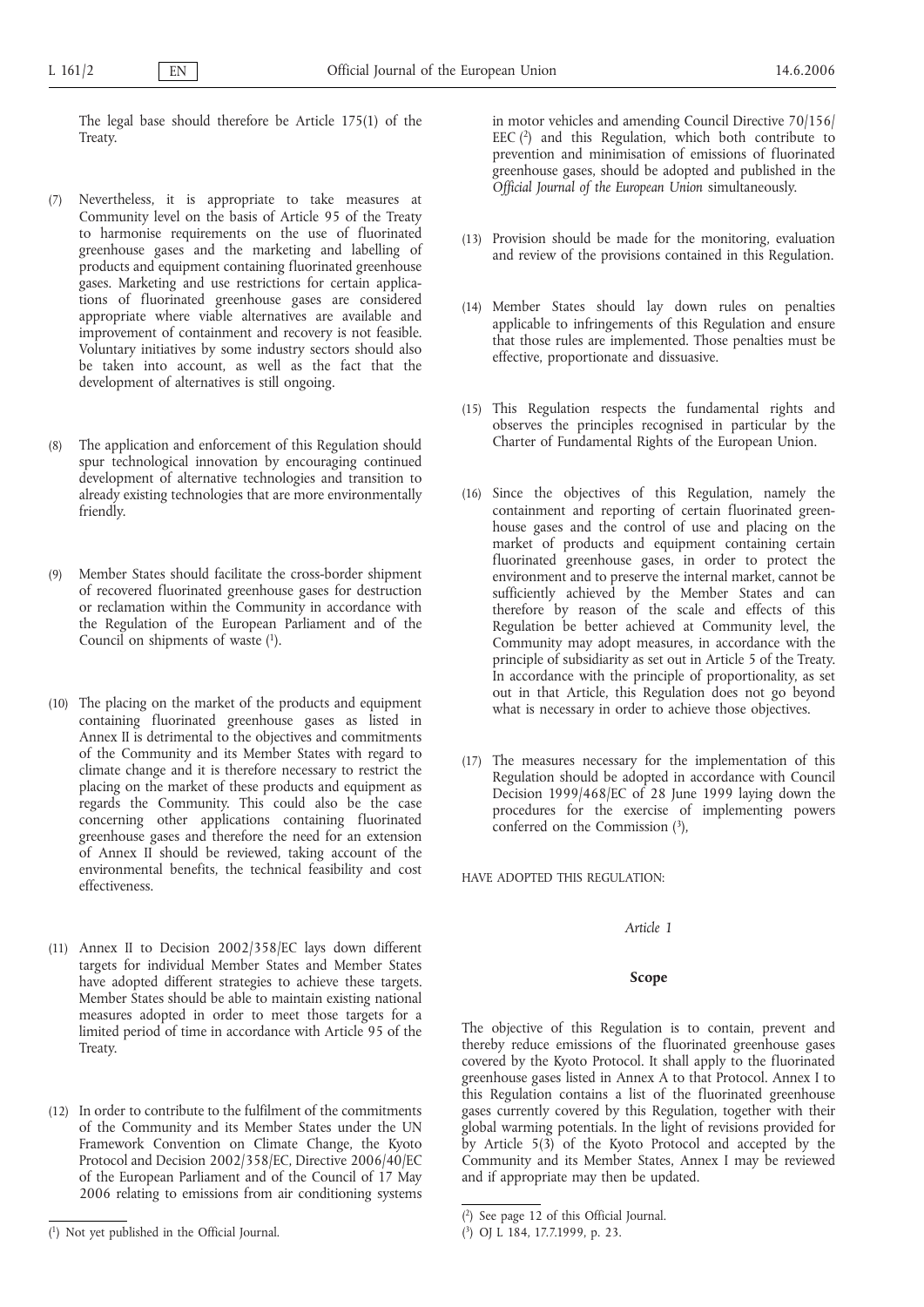The legal base should therefore be Article 175(1) of the Treaty.

(7) Nevertheless, it is appropriate to take measures at Community level on the basis of Article 95 of the Treaty to harmonise requirements on the use of fluorinated greenhouse gases and the marketing and labelling of products and equipment containing fluorinated greenhouse gases. Marketing and use restrictions for certain applications of fluorinated greenhouse gases are considered appropriate where viable alternatives are available and improvement of containment and recovery is not feasible. Voluntary initiatives by some industry sectors should also be taken into account, as well as the fact that the development of alternatives is still ongoing.

(8) The application and enforcement of this Regulation should spur technological innovation by encouraging continued development of alternative technologies and transition to already existing technologies that are more environmentally friendly.

(9) Member States should facilitate the cross-border shipment of recovered fluorinated greenhouse gases for destruction or reclamation within the Community in accordance with the Regulation of the European Parliament and of the Council on shipments of waste [1].

(10) The placing on the market of the products and equipment containing fluorinated greenhouse gases as listed in Annex II is detrimental to the objectives and commitments of the Community and its Member States with regard to climate change and it is therefore necessary to restrict the placing on the market of these products and equipment as regards the Community. This could also be the case concerning other applications containing fluorinated greenhouse gases and therefore the need for an extension of Annex II should be reviewed, taking account of the environmental benefits, the technical feasibility and cost effectiveness.

(11) Annex II to Decision 2002/358/EC lays down different targets for individual Member States and Member States have adopted different strategies to achieve these targets. Member States should be able to maintain existing national measures adopted in order to meet those targets for a limited period of time in accordance with Article 95 of the Treaty.

(12) In order to contribute to the fulfilment of the commitments of the Community and its Member States under the UN Framework Convention on Climate Change, the Kyoto Protocol and Decision 2002/358/EC, Directive 2006/40/EC of the European Parliament and of the Council of 17 May 2006 relating to emissions from air conditioning systems in motor vehicles and amending Council Directive 70/156/EEC [2] and this Regulation, which both contribute to prevention and minimisation of emissions of fluorinated greenhouse gases, should be adopted and published in the *Official Journal of the European Union* simultaneously.

(13) Provision should be made for the monitoring, evaluation and review of the provisions contained in this Regulation.

(14) Member States should lay down rules on penalties applicable to infringements of this Regulation and ensure that those rules are implemented. Those penalties must be effective, proportionate and dissuasive.

(15) This Regulation respects the fundamental rights and observes the principles recognised in particular by the Charter of Fundamental Rights of the European Union.

(16) Since the objectives of this Regulation, namely the containment and reporting of certain fluorinated greenhouse gases and the control of use and placing on the market of products and equipment containing certain fluorinated greenhouse gases, in order to protect the environment and to preserve the internal market, cannot be sufficiently achieved by the Member States and can therefore by reason of the scale and effects of this Regulation be better achieved at Community level, the Community may adopt measures, in accordance with the principle of subsidiarity as set out in Article 5 of the Treaty. In accordance with the principle of proportionality, as set out in that Article, this Regulation does not go beyond what is necessary in order to achieve those objectives.

(17) The measures necessary for the implementation of this Regulation should be adopted in accordance with Council Decision 1999/468/EC of 28 June 1999 laying down the procedures for the exercise of implementing powers conferred on the Commission [3],

HAVE ADOPTED THIS REGULATION:

*Article 1*

**Scope**

The objective of this Regulation is to contain, prevent and thereby reduce emissions of the fluorinated greenhouse gases covered by the Kyoto Protocol. It shall apply to the fluorinated greenhouse gases listed in Annex A to that Protocol. Annex I to this Regulation contains a list of the fluorinated greenhouse gases currently covered by this Regulation, together with their global warming potentials. In the light of revisions provided for by Article 5(3) of the Kyoto Protocol and accepted by the Community and its Member States, Annex I may be reviewed and if appropriate may then be updated.

---

[1] Not yet published in the Official Journal.

[2] See page 12 of this Official Journal.

[3] OJ L 184, 17.7.1999, p. 23.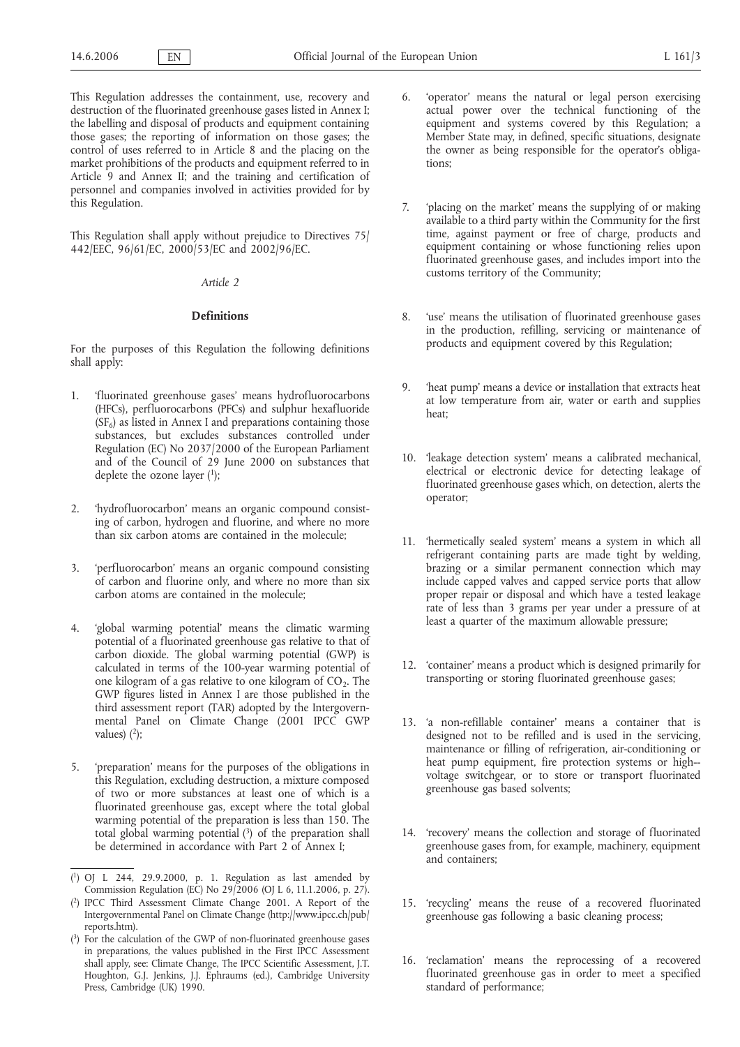This Regulation addresses the containment, use, recovery and destruction of the fluorinated greenhouse gases listed in Annex I; the labelling and disposal of products and equipment containing those gases; the reporting of information on those gases; the control of uses referred to in Article 8 and the placing on the market prohibitions of the products and equipment referred to in Article 9 and Annex II; and the training and certification of personnel and companies involved in activities provided for by this Regulation.

This Regulation shall apply without prejudice to Directives 75/442/EEC, 96/61/EC, 2000/53/EC and 2002/96/EC.

*Article 2*

**Definitions**

For the purposes of this Regulation the following definitions shall apply:

1. 'fluorinated greenhouse gases' means hydrofluorocarbons (HFCs), perfluorocarbons (PFCs) and sulphur hexafluoride ($SF_6$) as listed in Annex I and preparations containing those substances, but excludes substances controlled under Regulation (EC) No 2037/2000 of the European Parliament and of the Council of 29 June 2000 on substances that deplete the ozone layer [1];

2. 'hydrofluorocarbon' means an organic compound consisting of carbon, hydrogen and fluorine, and where no more than six carbon atoms are contained in the molecule;

3. 'perfluorocarbon' means an organic compound consisting of carbon and fluorine only, and where no more than six carbon atoms are contained in the molecule;

4. 'global warming potential' means the climatic warming potential of a fluorinated greenhouse gas relative to that of carbon dioxide. The global warming potential (GWP) is calculated in terms of the 100-year warming potential of one kilogram of a gas relative to one kilogram of $CO_2$. The GWP figures listed in Annex I are those published in the third assessment report (TAR) adopted by the Intergovernmental Panel on Climate Change (2001 IPCC GWP values) [2];

5. 'preparation' means for the purposes of the obligations in this Regulation, excluding destruction, a mixture composed of two or more substances at least one of which is a fluorinated greenhouse gas, except where the total global warming potential of the preparation is less than 150. The total global warming potential [3] of the preparation shall be determined in accordance with Part 2 of Annex I;

6. 'operator' means the natural or legal person exercising actual power over the technical functioning of the equipment and systems covered by this Regulation; a Member State may, in defined, specific situations, designate the owner as being responsible for the operator's obligations;

7. 'placing on the market' means the supplying of or making available to a third party within the Community for the first time, against payment or free of charge, products and equipment containing or whose functioning relies upon fluorinated greenhouse gases, and includes import into the customs territory of the Community;

8. 'use' means the utilisation of fluorinated greenhouse gases in the production, refilling, servicing or maintenance of products and equipment covered by this Regulation;

9. 'heat pump' means a device or installation that extracts heat at low temperature from air, water or earth and supplies heat;

10. 'leakage detection system' means a calibrated mechanical, electrical or electronic device for detecting leakage of fluorinated greenhouse gases which, on detection, alerts the operator;

11. 'hermetically sealed system' means a system in which all refrigerant containing parts are made tight by welding, brazing or a similar permanent connection which may include capped valves and capped service ports that allow proper repair or disposal and which have a tested leakage rate of less than 3 grams per year under a pressure of at least a quarter of the maximum allowable pressure;

12. 'container' means a product which is designed primarily for transporting or storing fluorinated greenhouse gases;

13. 'a non-refillable container' means a container that is designed not to be refilled and is used in the servicing, maintenance or filling of refrigeration, air-conditioning or heat pump equipment, fire protection systems or high-voltage switchgear, or to store or transport fluorinated greenhouse gas based solvents;

14. 'recovery' means the collection and storage of fluorinated greenhouse gases from, for example, machinery, equipment and containers;

15. 'recycling' means the reuse of a recovered fluorinated greenhouse gas following a basic cleaning process;

16. 'reclamation' means the reprocessing of a recovered fluorinated greenhouse gas in order to meet a specified standard of performance;

---

[1] OJ L 244, 29.9.2000, p. 1. Regulation as last amended by Commission Regulation (EC) No 29/2006 (OJ L 6, 11.1.2006, p. 27).

[2] IPCC Third Assessment Climate Change 2001. A Report of the Intergovernmental Panel on Climate Change (http://www.ipcc.ch/pub/reports.htm).

[3] For the calculation of the GWP of non-fluorinated greenhouse gases in preparations, the values published in the First IPCC Assessment shall apply, see: Climate Change, The IPCC Scientific Assessment, J.T. Houghton, G.J. Jenkins, J.J. Ephraums (ed.), Cambridge University Press, Cambridge (UK) 1990.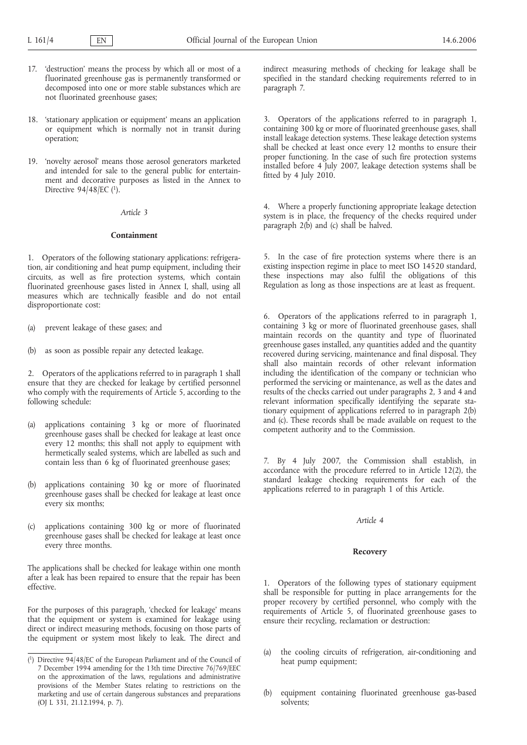17. 'destruction' means the process by which all or most of a fluorinated greenhouse gas is permanently transformed or decomposed into one or more stable substances which are not fluorinated greenhouse gases;

18. 'stationary application or equipment' means an application or equipment which is normally not in transit during operation;

19. 'novelty aerosol' means those aerosol generators marketed and intended for sale to the general public for entertainment and decorative purposes as listed in the Annex to Directive 94/48/EC [1].

*Article 3*

**Containment**

1. Operators of the following stationary applications: refrigeration, air conditioning and heat pump equipment, including their circuits, as well as fire protection systems, which contain fluorinated greenhouse gases listed in Annex I, shall, using all measures which are technically feasible and do not entail disproportionate cost:

(a) prevent leakage of these gases; and

(b) as soon as possible repair any detected leakage.

2. Operators of the applications referred to in paragraph 1 shall ensure that they are checked for leakage by certified personnel who comply with the requirements of Article 5, according to the following schedule:

(a) applications containing 3 kg or more of fluorinated greenhouse gases shall be checked for leakage at least once every 12 months; this shall not apply to equipment with hermetically sealed systems, which are labelled as such and contain less than 6 kg of fluorinated greenhouse gases;

(b) applications containing 30 kg or more of fluorinated greenhouse gases shall be checked for leakage at least once every six months;

(c) applications containing 300 kg or more of fluorinated greenhouse gases shall be checked for leakage at least once every three months.

The applications shall be checked for leakage within one month after a leak has been repaired to ensure that the repair has been effective.

For the purposes of this paragraph, 'checked for leakage' means that the equipment or system is examined for leakage using direct or indirect measuring methods, focusing on those parts of the equipment or system most likely to leak. The direct and indirect measuring methods of checking for leakage shall be specified in the standard checking requirements referred to in paragraph 7.

3. Operators of the applications referred to in paragraph 1, containing 300 kg or more of fluorinated greenhouse gases, shall install leakage detection systems. These leakage detection systems shall be checked at least once every 12 months to ensure their proper functioning. In the case of such fire protection systems installed before 4 July 2007, leakage detection systems shall be fitted by 4 July 2010.

4. Where a properly functioning appropriate leakage detection system is in place, the frequency of the checks required under paragraph 2(b) and (c) shall be halved.

5. In the case of fire protection systems where there is an existing inspection regime in place to meet ISO 14520 standard, these inspections may also fulfil the obligations of this Regulation as long as those inspections are at least as frequent.

6. Operators of the applications referred to in paragraph 1, containing 3 kg or more of fluorinated greenhouse gases, shall maintain records on the quantity and type of fluorinated greenhouse gases installed, any quantities added and the quantity recovered during servicing, maintenance and final disposal. They shall also maintain records of other relevant information including the identification of the company or technician who performed the servicing or maintenance, as well as the dates and results of the checks carried out under paragraphs 2, 3 and 4 and relevant information specifically identifying the separate stationary equipment of applications referred to in paragraph 2(b) and (c). These records shall be made available on request to the competent authority and to the Commission.

7. By 4 July 2007, the Commission shall establish, in accordance with the procedure referred to in Article 12(2), the standard leakage checking requirements for each of the applications referred to in paragraph 1 of this Article.

*Article 4*

**Recovery**

1. Operators of the following types of stationary equipment shall be responsible for putting in place arrangements for the proper recovery by certified personnel, who comply with the requirements of Article 5, of fluorinated greenhouse gases to ensure their recycling, reclamation or destruction:

(a) the cooling circuits of refrigeration, air-conditioning and heat pump equipment;

(b) equipment containing fluorinated greenhouse gas-based solvents;

[1] Directive 94/48/EC of the European Parliament and of the Council of 7 December 1994 amending for the 13th time Directive 76/769/EEC on the approximation of the laws, regulations and administrative provisions of the Member States relating to restrictions on the marketing and use of certain dangerous substances and preparations (OJ L 331, 21.12.1994, p. 7).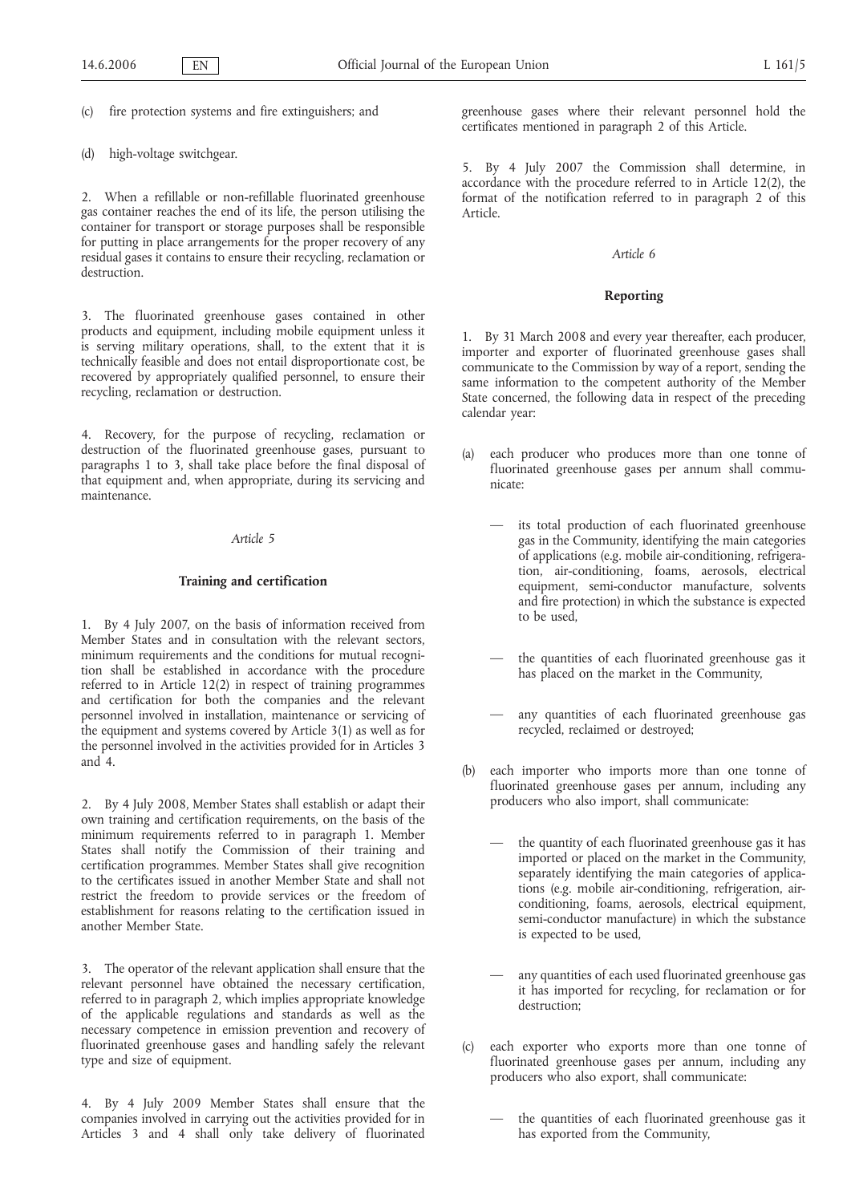(c) fire protection systems and fire extinguishers; and

(d) high-voltage switchgear.

2. When a refillable or non-refillable fluorinated greenhouse gas container reaches the end of its life, the person utilising the container for transport or storage purposes shall be responsible for putting in place arrangements for the proper recovery of any residual gases it contains to ensure their recycling, reclamation or destruction.

3. The fluorinated greenhouse gases contained in other products and equipment, including mobile equipment unless it is serving military operations, shall, to the extent that it is technically feasible and does not entail disproportionate cost, be recovered by appropriately qualified personnel, to ensure their recycling, reclamation or destruction.

4. Recovery, for the purpose of recycling, reclamation or destruction of the fluorinated greenhouse gases, pursuant to paragraphs 1 to 3, shall take place before the final disposal of that equipment and, when appropriate, during its servicing and maintenance.

*Article 5*

**Training and certification**

1. By 4 July 2007, on the basis of information received from Member States and in consultation with the relevant sectors, minimum requirements and the conditions for mutual recognition shall be established in accordance with the procedure referred to in Article 12(2) in respect of training programmes and certification for both the companies and the relevant personnel involved in installation, maintenance or servicing of the equipment and systems covered by Article 3(1) as well as for the personnel involved in the activities provided for in Articles 3 and 4.

2. By 4 July 2008, Member States shall establish or adapt their own training and certification requirements, on the basis of the minimum requirements referred to in paragraph 1. Member States shall notify the Commission of their training and certification programmes. Member States shall give recognition to the certificates issued in another Member State and shall not restrict the freedom to provide services or the freedom of establishment for reasons relating to the certification issued in another Member State.

3. The operator of the relevant application shall ensure that the relevant personnel have obtained the necessary certification, referred to in paragraph 2, which implies appropriate knowledge of the applicable regulations and standards as well as the necessary competence in emission prevention and recovery of fluorinated greenhouse gases and handling safely the relevant type and size of equipment.

4. By 4 July 2009 Member States shall ensure that the companies involved in carrying out the activities provided for in Articles 3 and 4 shall only take delivery of fluorinated greenhouse gases where their relevant personnel hold the certificates mentioned in paragraph 2 of this Article.

5. By 4 July 2007 the Commission shall determine, in accordance with the procedure referred to in Article 12(2), the format of the notification referred to in paragraph 2 of this Article.

*Article 6*

**Reporting**

1. By 31 March 2008 and every year thereafter, each producer, importer and exporter of fluorinated greenhouse gases shall communicate to the Commission by way of a report, sending the same information to the competent authority of the Member State concerned, the following data in respect of the preceding calendar year:

(a) each producer who produces more than one tonne of fluorinated greenhouse gases per annum shall communicate:

— its total production of each fluorinated greenhouse gas in the Community, identifying the main categories of applications (e.g. mobile air-conditioning, refrigeration, air-conditioning, foams, aerosols, electrical equipment, semi-conductor manufacture, solvents and fire protection) in which the substance is expected to be used,

— the quantities of each fluorinated greenhouse gas it has placed on the market in the Community,

— any quantities of each fluorinated greenhouse gas recycled, reclaimed or destroyed;

(b) each importer who imports more than one tonne of fluorinated greenhouse gases per annum, including any producers who also import, shall communicate:

— the quantity of each fluorinated greenhouse gas it has imported or placed on the market in the Community, separately identifying the main categories of applications (e.g. mobile air-conditioning, refrigeration, air-conditioning, foams, aerosols, electrical equipment, semi-conductor manufacture) in which the substance is expected to be used,

— any quantities of each used fluorinated greenhouse gas it has imported for recycling, for reclamation or for destruction;

(c) each exporter who exports more than one tonne of fluorinated greenhouse gases per annum, including any producers who also export, shall communicate:

— the quantities of each fluorinated greenhouse gas it has exported from the Community,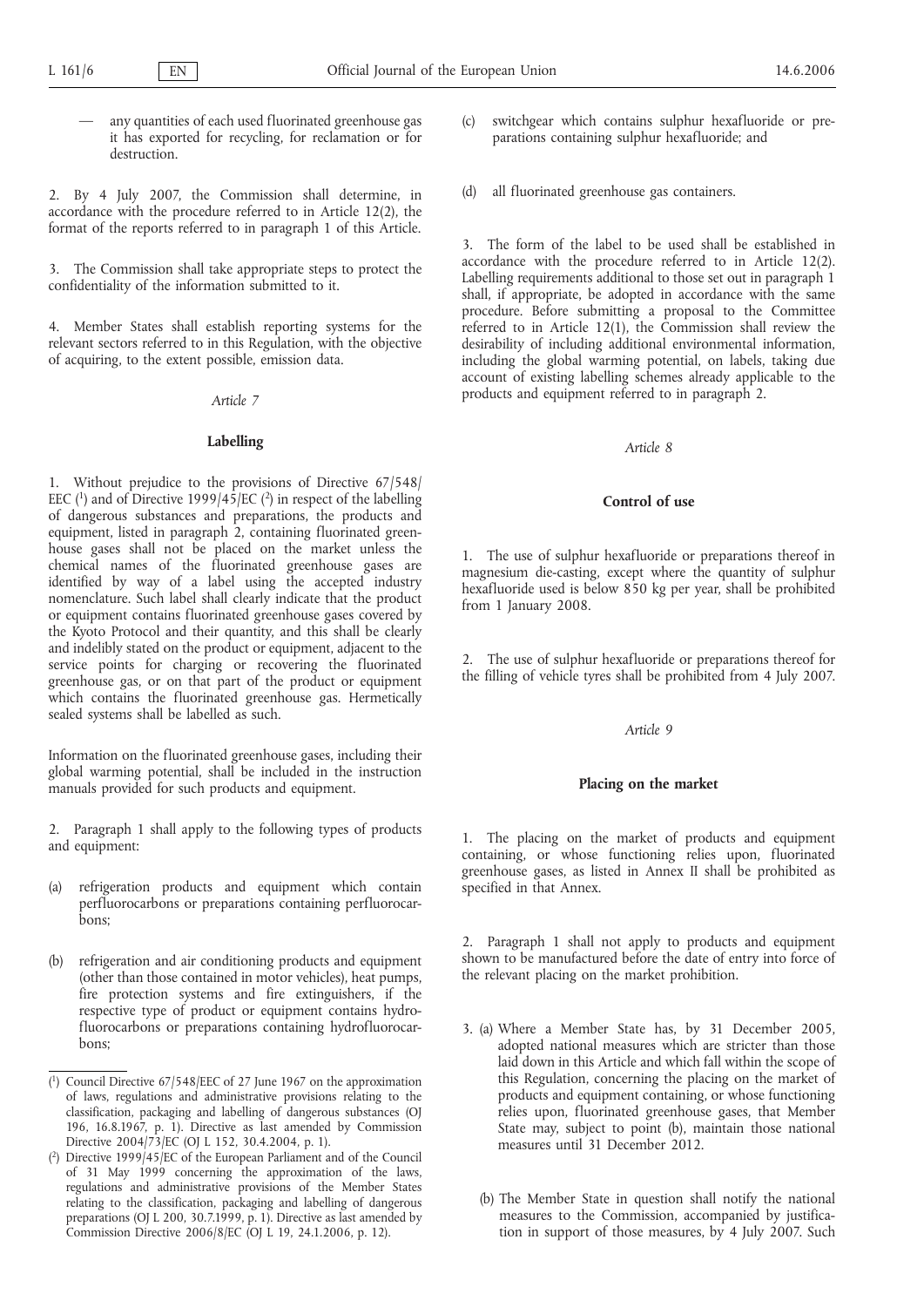— any quantities of each used fluorinated greenhouse gas it has exported for recycling, for reclamation or for destruction.

2. By 4 July 2007, the Commission shall determine, in accordance with the procedure referred to in Article 12(2), the format of the reports referred to in paragraph 1 of this Article.

3. The Commission shall take appropriate steps to protect the confidentiality of the information submitted to it.

4. Member States shall establish reporting systems for the relevant sectors referred to in this Regulation, with the objective of acquiring, to the extent possible, emission data.

*Article 7*

**Labelling**

1. Without prejudice to the provisions of Directive 67/548/EEC [1] and of Directive 1999/45/EC [2] in respect of the labelling of dangerous substances and preparations, the products and equipment, listed in paragraph 2, containing fluorinated greenhouse gases shall not be placed on the market unless the chemical names of the fluorinated greenhouse gases are identified by way of a label using the accepted industry nomenclature. Such label shall clearly indicate that the product or equipment contains fluorinated greenhouse gases covered by the Kyoto Protocol and their quantity, and this shall be clearly and indelibly stated on the product or equipment, adjacent to the service points for charging or recovering the fluorinated greenhouse gas, or on that part of the product or equipment which contains the fluorinated greenhouse gas. Hermetically sealed systems shall be labelled as such.

Information on the fluorinated greenhouse gases, including their global warming potential, shall be included in the instruction manuals provided for such products and equipment.

2. Paragraph 1 shall apply to the following types of products and equipment:

(a) refrigeration products and equipment which contain perfluorocarbons or preparations containing perfluorocarbons;

(b) refrigeration and air conditioning products and equipment (other than those contained in motor vehicles), heat pumps, fire protection systems and fire extinguishers, if the respective type of product or equipment contains hydrofluorocarbons or preparations containing hydrofluorocarbons;

(c) switchgear which contains sulphur hexafluoride or preparations containing sulphur hexafluoride; and

(d) all fluorinated greenhouse gas containers.

3. The form of the label to be used shall be established in accordance with the procedure referred to in Article 12(2). Labelling requirements additional to those set out in paragraph 1 shall, if appropriate, be adopted in accordance with the same procedure. Before submitting a proposal to the Committee referred to in Article 12(1), the Commission shall review the desirability of including additional environmental information, including the global warming potential, on labels, taking due account of existing labelling schemes already applicable to the products and equipment referred to in paragraph 2.

*Article 8*

**Control of use**

1. The use of sulphur hexafluoride or preparations thereof in magnesium die-casting, except where the quantity of sulphur hexafluoride used is below 850 kg per year, shall be prohibited from 1 January 2008.

2. The use of sulphur hexafluoride or preparations thereof for the filling of vehicle tyres shall be prohibited from 4 July 2007.

*Article 9*

**Placing on the market**

1. The placing on the market of products and equipment containing, or whose functioning relies upon, fluorinated greenhouse gases, as listed in Annex II shall be prohibited as specified in that Annex.

2. Paragraph 1 shall not apply to products and equipment shown to be manufactured before the date of entry into force of the relevant placing on the market prohibition.

3. (a) Where a Member State has, by 31 December 2005, adopted national measures which are stricter than those laid down in this Article and which fall within the scope of this Regulation, concerning the placing on the market of products and equipment containing, or whose functioning relies upon, fluorinated greenhouse gases, that Member State may, subject to point (b), maintain those national measures until 31 December 2012.

(b) The Member State in question shall notify the national measures to the Commission, accompanied by justification in support of those measures, by 4 July 2007. Such

---

[1] Council Directive 67/548/EEC of 27 June 1967 on the approximation of laws, regulations and administrative provisions relating to the classification, packaging and labelling of dangerous substances (OJ 196, 16.8.1967, p. 1). Directive as last amended by Commission Directive 2004/73/EC (OJ L 152, 30.4.2004, p. 1).

[2] Directive 1999/45/EC of the European Parliament and of the Council of 31 May 1999 concerning the approximation of the laws, regulations and administrative provisions of the Member States relating to the classification, packaging and labelling of dangerous preparations (OJ L 200, 30.7.1999, p. 1). Directive as last amended by Commission Directive 2006/8/EC (OJ L 19, 24.1.2006, p. 12).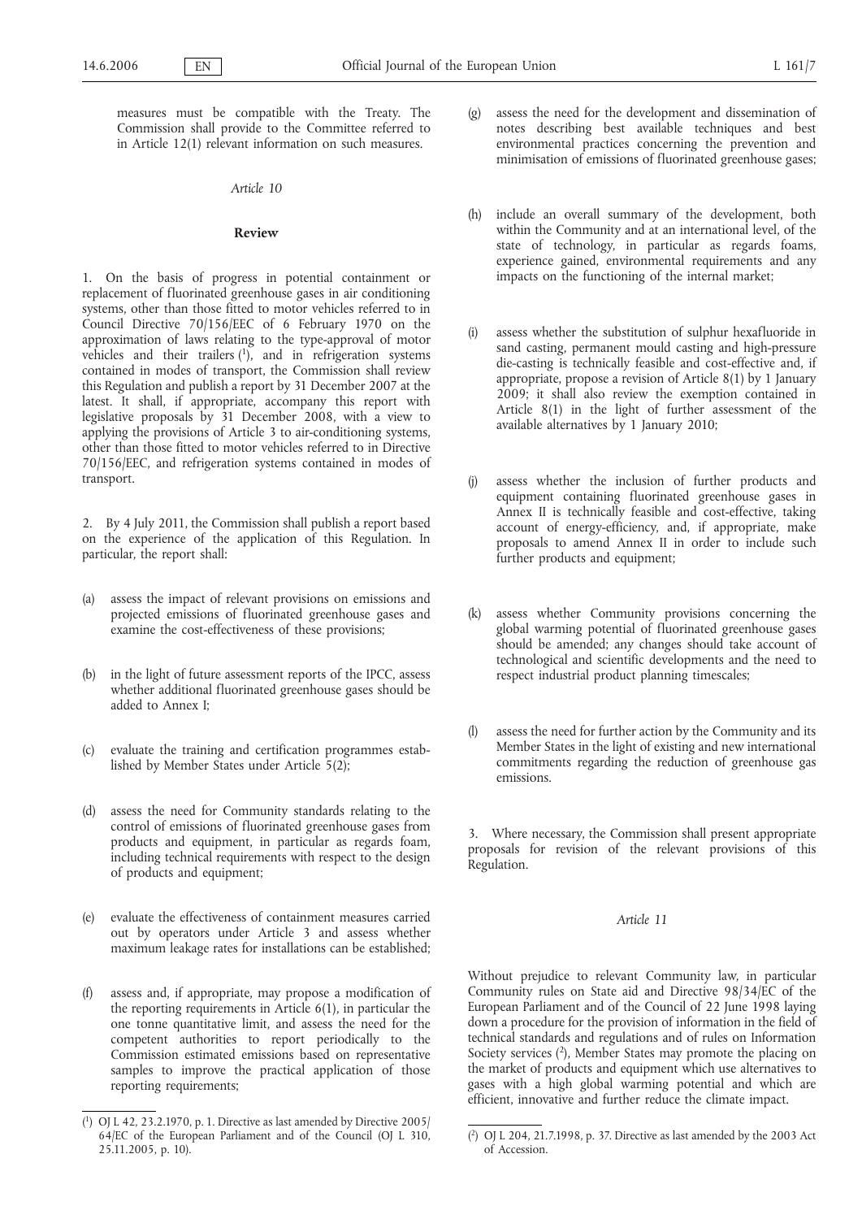measures must be compatible with the Treaty. The Commission shall provide to the Committee referred to in Article 12(1) relevant information on such measures.

*Article 10*

**Review**

1. On the basis of progress in potential containment or replacement of fluorinated greenhouse gases in air conditioning systems, other than those fitted to motor vehicles referred to in Council Directive 70/156/EEC of 6 February 1970 on the approximation of laws relating to the type-approval of motor vehicles and their trailers [1], and in refrigeration systems contained in modes of transport, the Commission shall review this Regulation and publish a report by 31 December 2007 at the latest. It shall, if appropriate, accompany this report with legislative proposals by 31 December 2008, with a view to applying the provisions of Article 3 to air-conditioning systems, other than those fitted to motor vehicles referred to in Directive 70/156/EEC, and refrigeration systems contained in modes of transport.

2. By 4 July 2011, the Commission shall publish a report based on the experience of the application of this Regulation. In particular, the report shall:

(a) assess the impact of relevant provisions on emissions and projected emissions of fluorinated greenhouse gases and examine the cost-effectiveness of these provisions;

(b) in the light of future assessment reports of the IPCC, assess whether additional fluorinated greenhouse gases should be added to Annex I;

(c) evaluate the training and certification programmes established by Member States under Article 5(2);

(d) assess the need for Community standards relating to the control of emissions of fluorinated greenhouse gases from products and equipment, in particular as regards foam, including technical requirements with respect to the design of products and equipment;

(e) evaluate the effectiveness of containment measures carried out by operators under Article 3 and assess whether maximum leakage rates for installations can be established;

(f) assess and, if appropriate, may propose a modification of the reporting requirements in Article 6(1), in particular the one tonne quantitative limit, and assess the need for the competent authorities to report periodically to the Commission estimated emissions based on representative samples to improve the practical application of those reporting requirements;

(g) assess the need for the development and dissemination of notes describing best available techniques and best environmental practices concerning the prevention and minimisation of emissions of fluorinated greenhouse gases;

(h) include an overall summary of the development, both within the Community and at an international level, of the state of technology, in particular as regards foams, experience gained, environmental requirements and any impacts on the functioning of the internal market;

(i) assess whether the substitution of sulphur hexafluoride in sand casting, permanent mould casting and high-pressure die-casting is technically feasible and cost-effective and, if appropriate, propose a revision of Article 8(1) by 1 January 2009; it shall also review the exemption contained in Article 8(1) in the light of further assessment of the available alternatives by 1 January 2010;

(j) assess whether the inclusion of further products and equipment containing fluorinated greenhouse gases in Annex II is technically feasible and cost-effective, taking account of energy-efficiency, and, if appropriate, make proposals to amend Annex II in order to include such further products and equipment;

(k) assess whether Community provisions concerning the global warming potential of fluorinated greenhouse gases should be amended; any changes should take account of technological and scientific developments and the need to respect industrial product planning timescales;

(l) assess the need for further action by the Community and its Member States in the light of existing and new international commitments regarding the reduction of greenhouse gas emissions.

3. Where necessary, the Commission shall present appropriate proposals for revision of the relevant provisions of this Regulation.

*Article 11*

Without prejudice to relevant Community law, in particular Community rules on State aid and Directive 98/34/EC of the European Parliament and of the Council of 22 June 1998 laying down a procedure for the provision of information in the field of technical standards and regulations and of rules on Information Society services [2], Member States may promote the placing on the market of products and equipment which use alternatives to gases with a high global warming potential and which are efficient, innovative and further reduce the climate impact.

---

[1] OJ L 42, 23.2.1970, p. 1. Directive as last amended by Directive 2005/64/EC of the European Parliament and of the Council (OJ L 310, 25.11.2005, p. 10).

[2] OJ L 204, 21.7.1998, p. 37. Directive as last amended by the 2003 Act of Accession.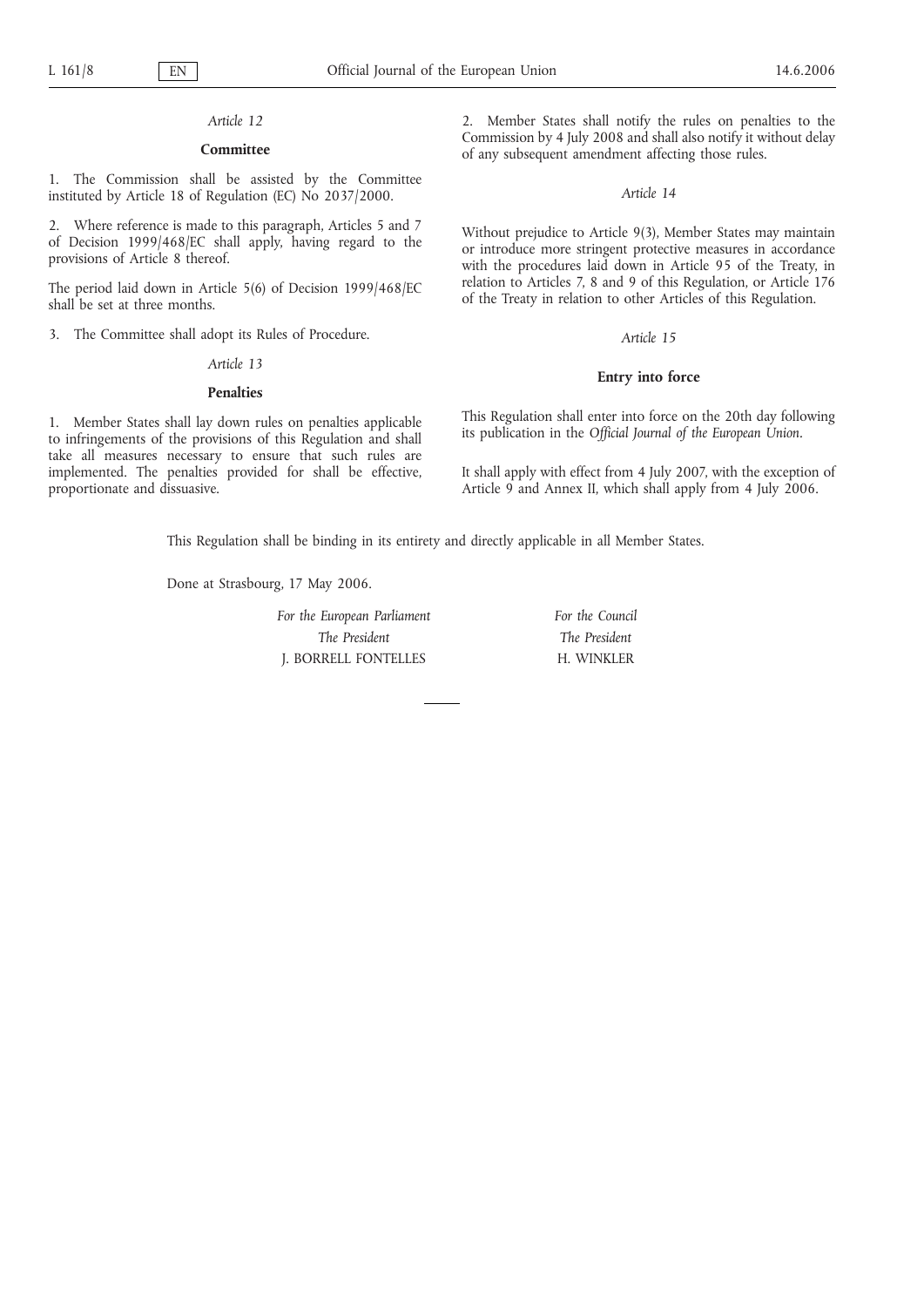*Article 12*

**Committee**

1. The Commission shall be assisted by the Committee instituted by Article 18 of Regulation (EC) No 2037/2000.

2. Where reference is made to this paragraph, Articles 5 and 7 of Decision 1999/468/EC shall apply, having regard to the provisions of Article 8 thereof.

The period laid down in Article 5(6) of Decision 1999/468/EC shall be set at three months.

3. The Committee shall adopt its Rules of Procedure.

*Article 13*

**Penalties**

1. Member States shall lay down rules on penalties applicable to infringements of the provisions of this Regulation and shall take all measures necessary to ensure that such rules are implemented. The penalties provided for shall be effective, proportionate and dissuasive.

2. Member States shall notify the rules on penalties to the Commission by 4 July 2008 and shall also notify it without delay of any subsequent amendment affecting those rules.

*Article 14*

Without prejudice to Article 9(3), Member States may maintain or introduce more stringent protective measures in accordance with the procedures laid down in Article 95 of the Treaty, in relation to Articles 7, 8 and 9 of this Regulation, or Article 176 of the Treaty in relation to other Articles of this Regulation.

*Article 15*

**Entry into force**

This Regulation shall enter into force on the 20th day following its publication in the *Official Journal of the European Union*.

It shall apply with effect from 4 July 2007, with the exception of Article 9 and Annex II, which shall apply from 4 July 2006.

This Regulation shall be binding in its entirety and directly applicable in all Member States.

Done at Strasbourg, 17 May 2006.

*For the European Parliament*
*The President*
J. BORRELL FONTELLES

*For the Council*
*The President*
H. WINKLER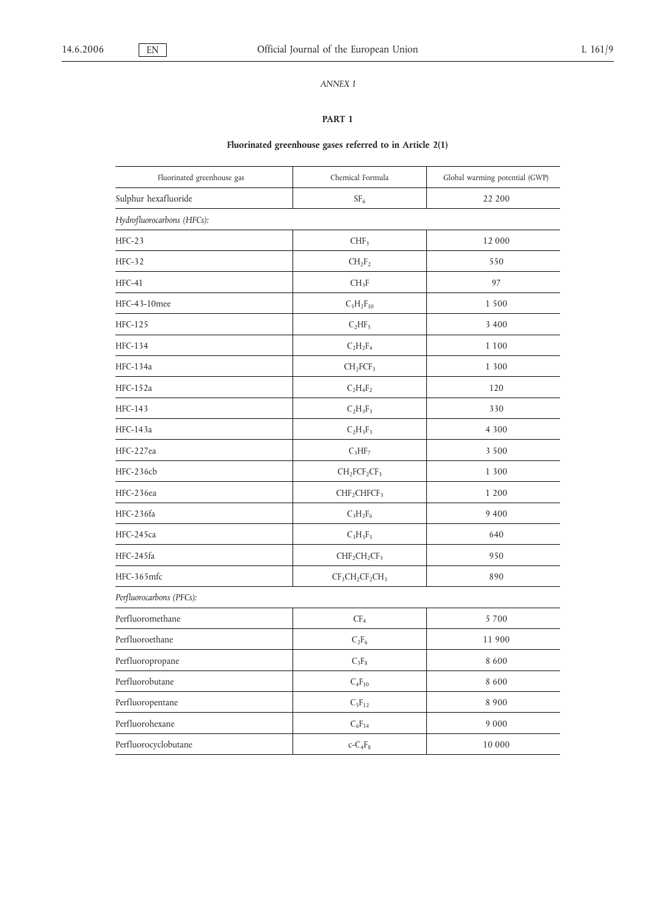*ANNEX I*

**PART 1**

**Fluorinated greenhouse gases referred to in Article 2(1)**

| Fluorinated greenhouse gas | Chemical Formula | Global warming potential (GWP) |
|---|---|---|
| Sulphur hexafluoride | $SF_6$ | 22 200 |
| *Hydrofluorocarbons (HFCs):* | | |
| HFC-23 | $CHF_3$ | 12 000 |
| HFC-32 | $CH_2F_2$ | 550 |
| HFC-41 | $CH_3F$ | 97 |
| HFC-43-10mee | $C_5H_2F_{10}$ | 1 500 |
| HFC-125 | $C_2HF_5$ | 3 400 |
| HFC-134 | $C_2H_2F_4$ | 1 100 |
| HFC-134a | $CH_2FCF_3$ | 1 300 |
| HFC-152a | $C_2H_4F_2$ | 120 |
| HFC-143 | $C_2H_3F_3$ | 330 |
| HFC-143a | $C_2H_3F_3$ | 4 300 |
| HFC-227ea | $C_3HF_7$ | 3 500 |
| HFC-236cb | $CH_2FCF_2CF_3$ | 1 300 |
| HFC-236ea | $CHF_2CHFCF_3$ | 1 200 |
| HFC-236fa | $C_3H_2F_6$ | 9 400 |
| HFC-245ca | $C_3H_3F_5$ | 640 |
| HFC-245fa | $CHF_2CH_2CF_3$ | 950 |
| HFC-365mfc | $CF_3CH_2CF_2CH_3$ | 890 |
| *Perfluorocarbons (PFCs):* | | |
| Perfluoromethane | $CF_4$ | 5 700 |
| Perfluoroethane | $C_2F_6$ | 11 900 |
| Perfluoropropane | $C_3F_8$ | 8 600 |
| Perfluorobutane | $C_4F_{10}$ | 8 600 |
| Perfluoropentane | $C_5F_{12}$ | 8 900 |
| Perfluorohexane | $C_6F_{14}$ | 9 000 |
| Perfluorocyclobutane | $c\text{-}C_4F_8$ | 10 000 |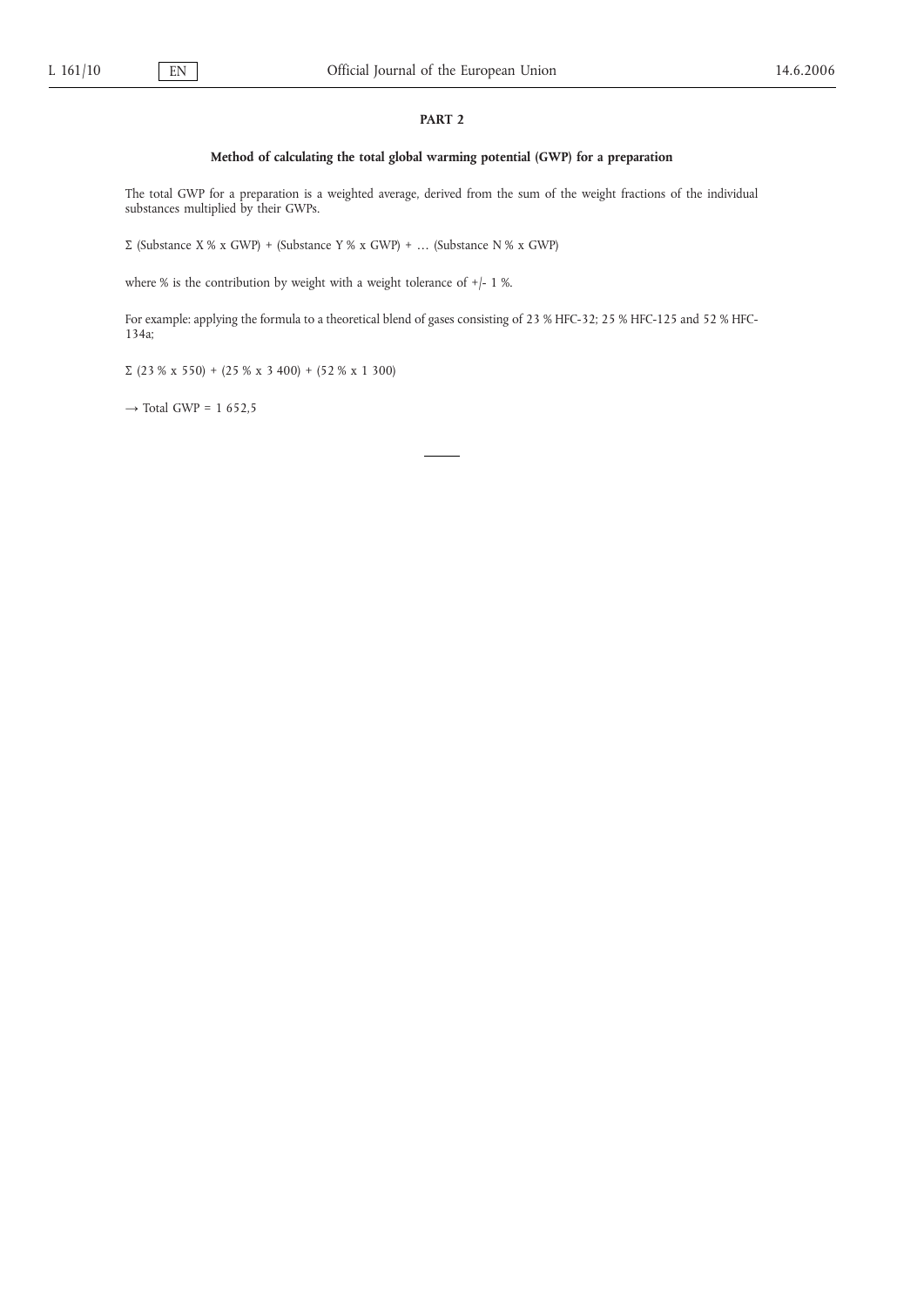## PART 2

### Method of calculating the total global warming potential (GWP) for a preparation

The total GWP for a preparation is a weighted average, derived from the sum of the weight fractions of the individual substances multiplied by their GWPs.

Σ (Substance X % x GWP) + (Substance Y % x GWP) + … (Substance N % x GWP)

where % is the contribution by weight with a weight tolerance of +/- 1 %.

For example: applying the formula to a theoretical blend of gases consisting of 23 % HFC-32; 25 % HFC-125 and 52 % HFC-134a;

Σ (23 % x 550) + (25 % x 3 400) + (52 % x 1 300)

→ Total GWP = 1 652,5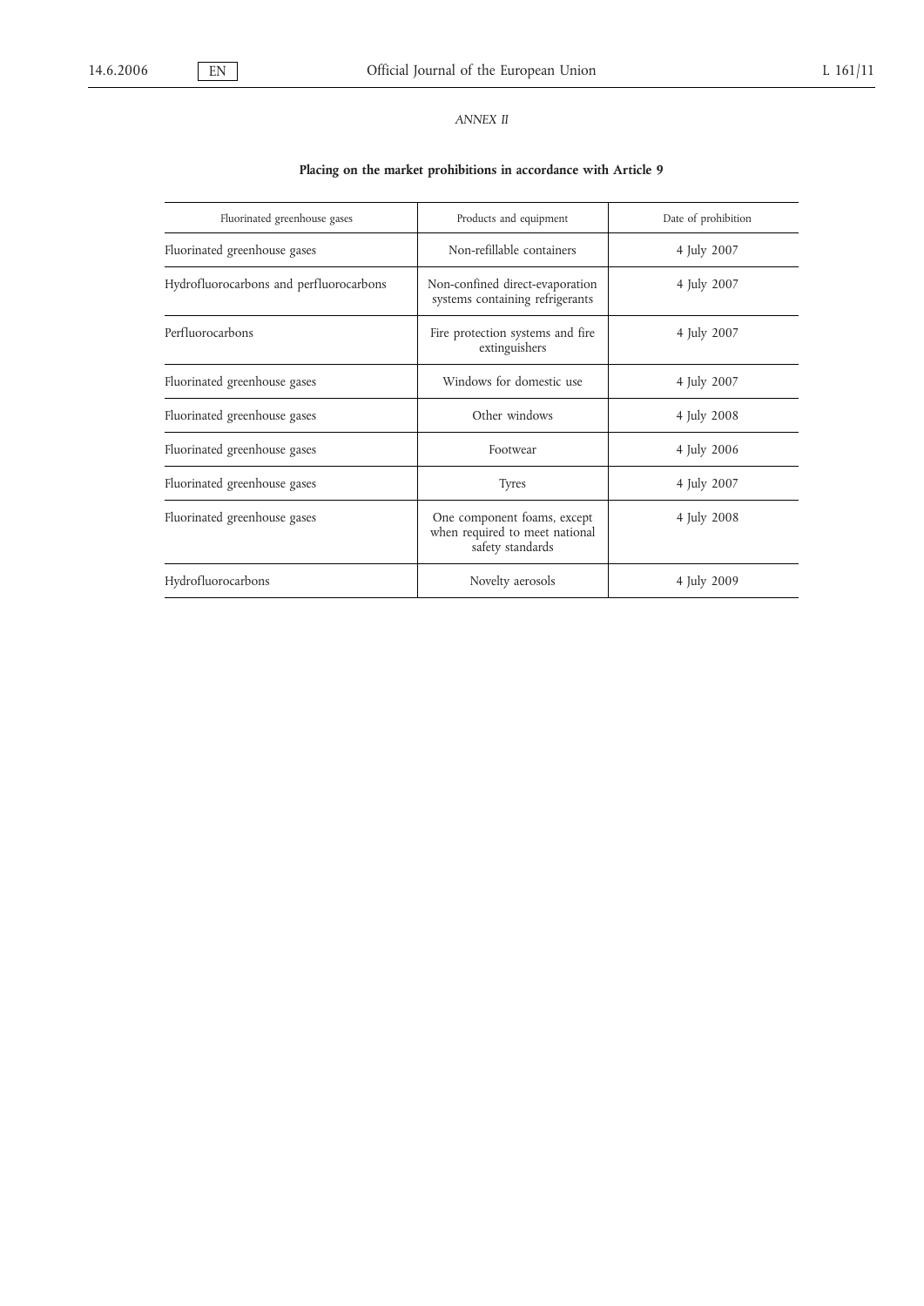*ANNEX II*

## Placing on the market prohibitions in accordance with Article 9

| Fluorinated greenhouse gases | Products and equipment | Date of prohibition |
|---|---|---|
| Fluorinated greenhouse gases | Non-refillable containers | 4 July 2007 |
| Hydrofluorocarbons and perfluorocarbons | Non-confined direct-evaporation systems containing refrigerants | 4 July 2007 |
| Perfluorocarbons | Fire protection systems and fire extinguishers | 4 July 2007 |
| Fluorinated greenhouse gases | Windows for domestic use | 4 July 2007 |
| Fluorinated greenhouse gases | Other windows | 4 July 2008 |
| Fluorinated greenhouse gases | Footwear | 4 July 2006 |
| Fluorinated greenhouse gases | Tyres | 4 July 2007 |
| Fluorinated greenhouse gases | One component foams, except when required to meet national safety standards | 4 July 2008 |
| Hydrofluorocarbons | Novelty aerosols | 4 July 2009 |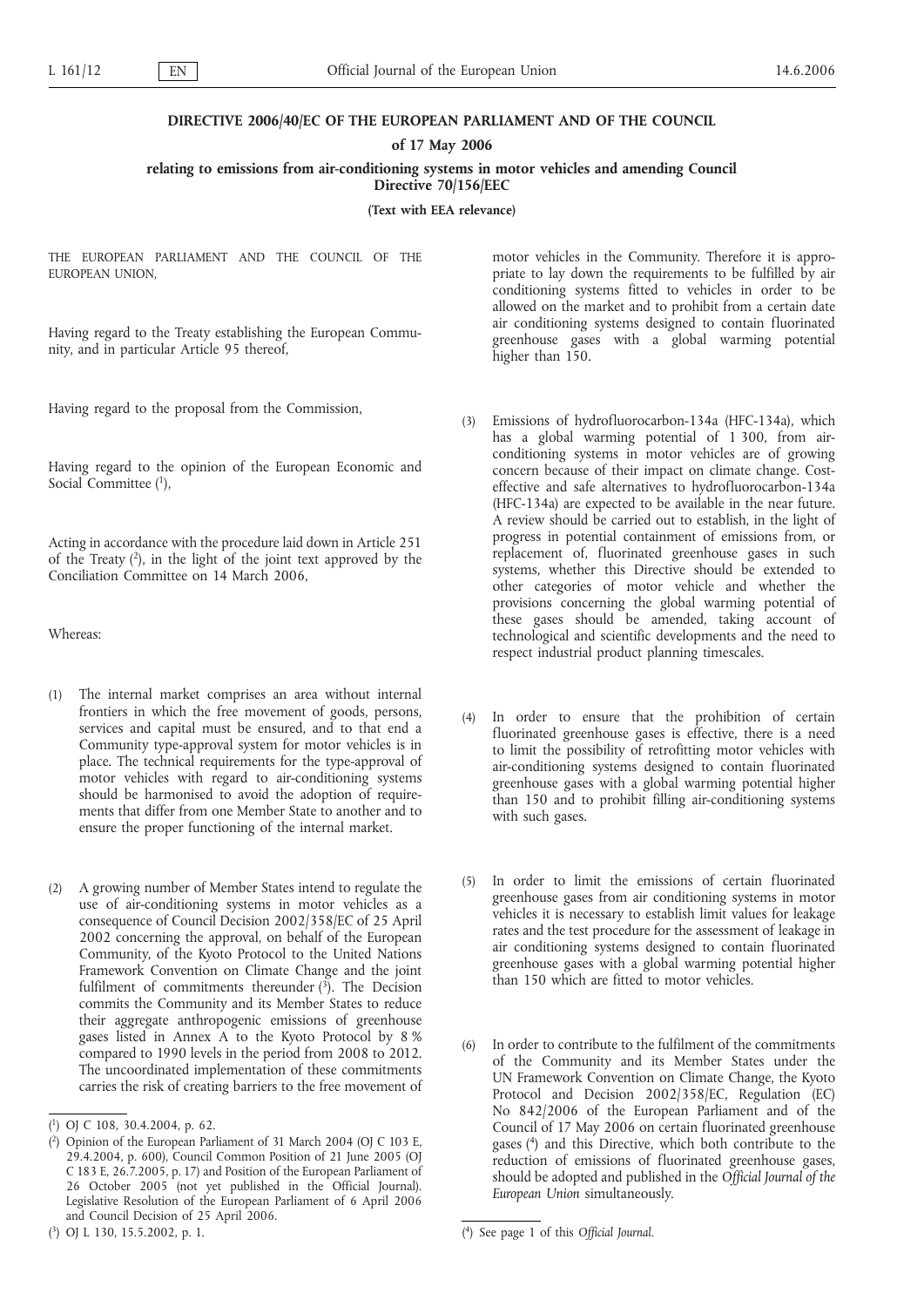**DIRECTIVE 2006/40/EC OF THE EUROPEAN PARLIAMENT AND OF THE COUNCIL**

**of 17 May 2006**

**relating to emissions from air-conditioning systems in motor vehicles and amending Council Directive 70/156/EEC**

**(Text with EEA relevance)**

THE EUROPEAN PARLIAMENT AND THE COUNCIL OF THE EUROPEAN UNION,

Having regard to the Treaty establishing the European Community, and in particular Article 95 thereof,

Having regard to the proposal from the Commission,

Having regard to the opinion of the European Economic and Social Committee [1],

Acting in accordance with the procedure laid down in Article 251 of the Treaty [2], in the light of the joint text approved by the Conciliation Committee on 14 March 2006,

Whereas:

(1) The internal market comprises an area without internal frontiers in which the free movement of goods, persons, services and capital must be ensured, and to that end a Community type-approval system for motor vehicles is in place. The technical requirements for the type-approval of motor vehicles with regard to air-conditioning systems should be harmonised to avoid the adoption of requirements that differ from one Member State to another and to ensure the proper functioning of the internal market.

(2) A growing number of Member States intend to regulate the use of air-conditioning systems in motor vehicles as a consequence of Council Decision 2002/358/EC of 25 April 2002 concerning the approval, on behalf of the European Community, of the Kyoto Protocol to the United Nations Framework Convention on Climate Change and the joint fulfilment of commitments thereunder [3]. The Decision commits the Community and its Member States to reduce their aggregate anthropogenic emissions of greenhouse gases listed in Annex A to the Kyoto Protocol by 8 % compared to 1990 levels in the period from 2008 to 2012. The uncoordinated implementation of these commitments carries the risk of creating barriers to the free movement of motor vehicles in the Community. Therefore it is appropriate to lay down the requirements to be fulfilled by air conditioning systems fitted to vehicles in order to be allowed on the market and to prohibit from a certain date air conditioning systems designed to contain fluorinated greenhouse gases with a global warming potential higher than 150.

(3) Emissions of hydrofluorocarbon-134a (HFC-134a), which has a global warming potential of 1 300, from air-conditioning systems in motor vehicles are of growing concern because of their impact on climate change. Cost-effective and safe alternatives to hydrofluorocarbon-134a (HFC-134a) are expected to be available in the near future. A review should be carried out to establish, in the light of progress in potential containment of emissions from, or replacement of, fluorinated greenhouse gases in such systems, whether this Directive should be extended to other categories of motor vehicle and whether the provisions concerning the global warming potential of these gases should be amended, taking account of technological and scientific developments and the need to respect industrial product planning timescales.

(4) In order to ensure that the prohibition of certain fluorinated greenhouse gases is effective, there is a need to limit the possibility of retrofitting motor vehicles with air-conditioning systems designed to contain fluorinated greenhouse gases with a global warming potential higher than 150 and to prohibit filling air-conditioning systems with such gases.

(5) In order to limit the emissions of certain fluorinated greenhouse gases from air conditioning systems in motor vehicles it is necessary to establish limit values for leakage rates and the test procedure for the assessment of leakage in air conditioning systems designed to contain fluorinated greenhouse gases with a global warming potential higher than 150 which are fitted to motor vehicles.

(6) In order to contribute to the fulfilment of the commitments of the Community and its Member States under the UN Framework Convention on Climate Change, the Kyoto Protocol and Decision 2002/358/EC, Regulation (EC) No 842/2006 of the European Parliament and of the Council of 17 May 2006 on certain fluorinated greenhouse gases [4] and this Directive, which both contribute to the reduction of emissions of fluorinated greenhouse gases, should be adopted and published in the *Official Journal of the European Union* simultaneously.

---

[1] OJ C 108, 30.4.2004, p. 62.

[2] Opinion of the European Parliament of 31 March 2004 (OJ C 103 E, 29.4.2004, p. 600), Council Common Position of 21 June 2005 (OJ C 183 E, 26.7.2005, p. 17) and Position of the European Parliament of 26 October 2005 (not yet published in the Official Journal). Legislative Resolution of the European Parliament of 6 April 2006 and Council Decision of 25 April 2006.

[3] OJ L 130, 15.5.2002, p. 1.

[4] See page 1 of this *Official Journal*.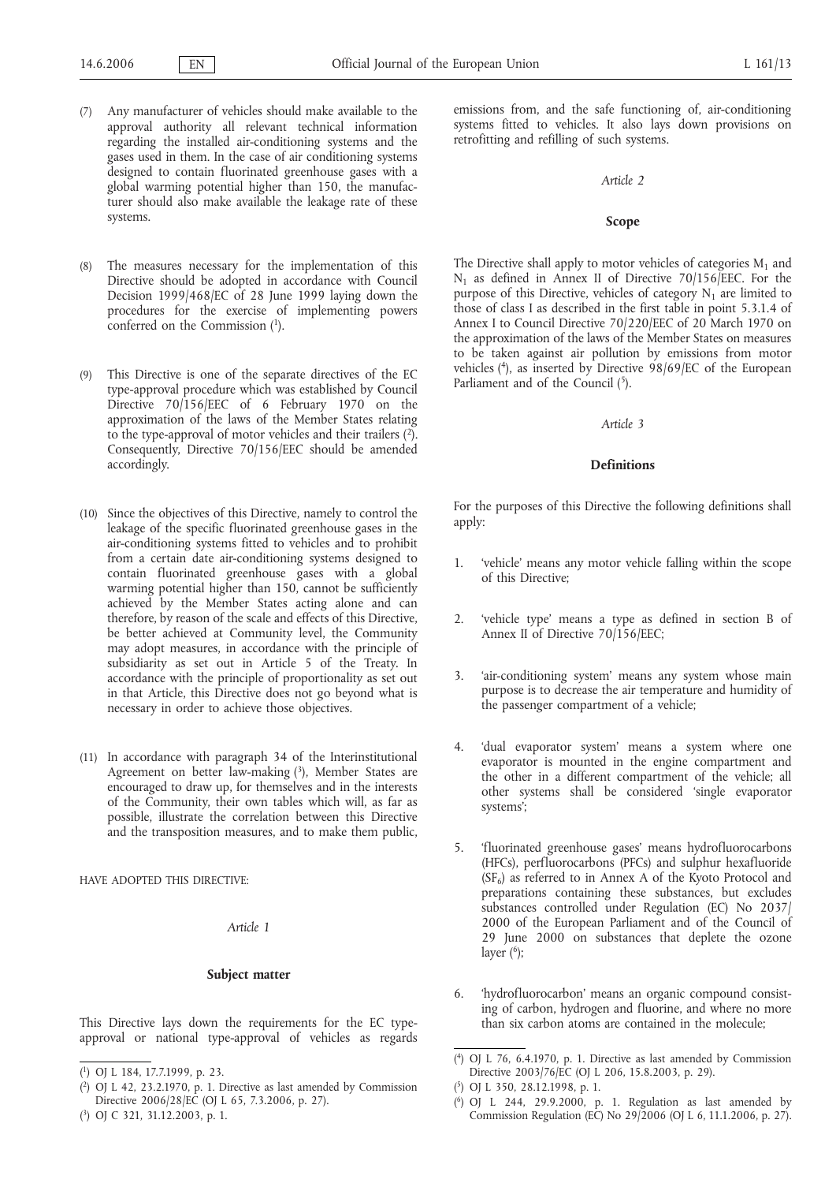(7) Any manufacturer of vehicles should make available to the approval authority all relevant technical information regarding the installed air-conditioning systems and the gases used in them. In the case of air conditioning systems designed to contain fluorinated greenhouse gases with a global warming potential higher than 150, the manufacturer should also make available the leakage rate of these systems.

(8) The measures necessary for the implementation of this Directive should be adopted in accordance with Council Decision 1999/468/EC of 28 June 1999 laying down the procedures for the exercise of implementing powers conferred on the Commission [1].

(9) This Directive is one of the separate directives of the EC type-approval procedure which was established by Council Directive 70/156/EEC of 6 February 1970 on the approximation of the laws of the Member States relating to the type-approval of motor vehicles and their trailers [2]. Consequently, Directive 70/156/EEC should be amended accordingly.

(10) Since the objectives of this Directive, namely to control the leakage of the specific fluorinated greenhouse gases in the air-conditioning systems fitted to vehicles and to prohibit from a certain date air-conditioning systems designed to contain fluorinated greenhouse gases with a global warming potential higher than 150, cannot be sufficiently achieved by the Member States acting alone and can therefore, by reason of the scale and effects of this Directive, be better achieved at Community level, the Community may adopt measures, in accordance with the principle of subsidiarity as set out in Article 5 of the Treaty. In accordance with the principle of proportionality as set out in that Article, this Directive does not go beyond what is necessary in order to achieve those objectives.

(11) In accordance with paragraph 34 of the Interinstitutional Agreement on better law-making [3], Member States are encouraged to draw up, for themselves and in the interests of the Community, their own tables which will, as far as possible, illustrate the correlation between this Directive and the transposition measures, and to make them public,

HAVE ADOPTED THIS DIRECTIVE:

*Article 1*

**Subject matter**

This Directive lays down the requirements for the EC type-approval or national type-approval of vehicles as regards emissions from, and the safe functioning of, air-conditioning systems fitted to vehicles. It also lays down provisions on retrofitting and refilling of such systems.

*Article 2*

**Scope**

The Directive shall apply to motor vehicles of categories $M_1$ and $N_1$ as defined in Annex II of Directive 70/156/EEC. For the purpose of this Directive, vehicles of category $N_1$ are limited to those of class I as described in the first table in point 5.3.1.4 of Annex I to Council Directive 70/220/EEC of 20 March 1970 on the approximation of the laws of the Member States on measures to be taken against air pollution by emissions from motor vehicles [4], as inserted by Directive 98/69/EC of the European Parliament and of the Council [5].

*Article 3*

**Definitions**

For the purposes of this Directive the following definitions shall apply:

1. 'vehicle' means any motor vehicle falling within the scope of this Directive;

2. 'vehicle type' means a type as defined in section B of Annex II of Directive 70/156/EEC;

3. 'air-conditioning system' means any system whose main purpose is to decrease the air temperature and humidity of the passenger compartment of a vehicle;

4. 'dual evaporator system' means a system where one evaporator is mounted in the engine compartment and the other in a different compartment of the vehicle; all other systems shall be considered 'single evaporator systems';

5. 'fluorinated greenhouse gases' means hydrofluorocarbons (HFCs), perfluorocarbons (PFCs) and sulphur hexafluoride ($SF_6$) as referred to in Annex A of the Kyoto Protocol and preparations containing these substances, but excludes substances controlled under Regulation (EC) No 2037/2000 of the European Parliament and of the Council of 29 June 2000 on substances that deplete the ozone layer [6];

6. 'hydrofluorocarbon' means an organic compound consisting of carbon, hydrogen and fluorine, and where no more than six carbon atoms are contained in the molecule;

---

[1] OJ L 184, 17.7.1999, p. 23.

[2] OJ L 42, 23.2.1970, p. 1. Directive as last amended by Commission Directive 2006/28/EC (OJ L 65, 7.3.2006, p. 27).

[3] OJ C 321, 31.12.2003, p. 1.

[4] OJ L 76, 6.4.1970, p. 1. Directive as last amended by Commission Directive 2003/76/EC (OJ L 206, 15.8.2003, p. 29).

[5] OJ L 350, 28.12.1998, p. 1.

[6] OJ L 244, 29.9.2000, p. 1. Regulation as last amended by Commission Regulation (EC) No 29/2006 (OJ L 6, 11.1.2006, p. 27).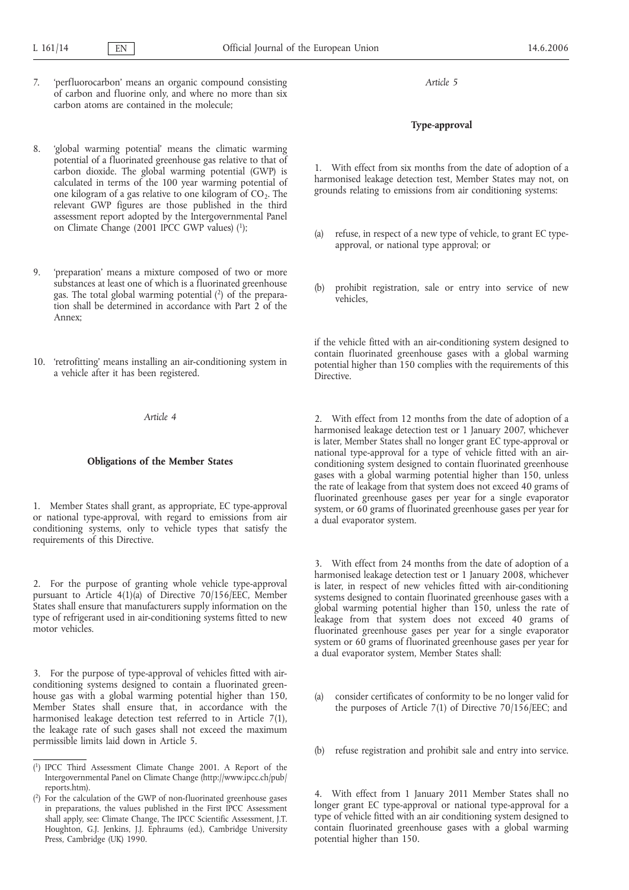7. 'perfluorocarbon' means an organic compound consisting of carbon and fluorine only, and where no more than six carbon atoms are contained in the molecule;

8. 'global warming potential' means the climatic warming potential of a fluorinated greenhouse gas relative to that of carbon dioxide. The global warming potential (GWP) is calculated in terms of the 100 year warming potential of one kilogram of a gas relative to one kilogram of $CO_2$. The relevant GWP figures are those published in the third assessment report adopted by the Intergovernmental Panel on Climate Change (2001 IPCC GWP values) [1];

9. 'preparation' means a mixture composed of two or more substances at least one of which is a fluorinated greenhouse gas. The total global warming potential [2] of the preparation shall be determined in accordance with Part 2 of the Annex;

10. 'retrofitting' means installing an air-conditioning system in a vehicle after it has been registered.

*Article 4*

**Obligations of the Member States**

1. Member States shall grant, as appropriate, EC type-approval or national type-approval, with regard to emissions from air conditioning systems, only to vehicle types that satisfy the requirements of this Directive.

2. For the purpose of granting whole vehicle type-approval pursuant to Article 4(1)(a) of Directive 70/156/EEC, Member States shall ensure that manufacturers supply information on the type of refrigerant used in air-conditioning systems fitted to new motor vehicles.

3. For the purpose of type-approval of vehicles fitted with air-conditioning systems designed to contain a fluorinated greenhouse gas with a global warming potential higher than 150, Member States shall ensure that, in accordance with the harmonised leakage detection test referred to in Article 7(1), the leakage rate of such gases shall not exceed the maximum permissible limits laid down in Article 5.

*Article 5*

**Type-approval**

1. With effect from six months from the date of adoption of a harmonised leakage detection test, Member States may not, on grounds relating to emissions from air conditioning systems:

(a) refuse, in respect of a new type of vehicle, to grant EC type-approval, or national type approval; or

(b) prohibit registration, sale or entry into service of new vehicles,

if the vehicle fitted with an air-conditioning system designed to contain fluorinated greenhouse gases with a global warming potential higher than 150 complies with the requirements of this Directive.

2. With effect from 12 months from the date of adoption of a harmonised leakage detection test or 1 January 2007, whichever is later, Member States shall no longer grant EC type-approval or national type-approval for a type of vehicle fitted with an air-conditioning system designed to contain fluorinated greenhouse gases with a global warming potential higher than 150, unless the rate of leakage from that system does not exceed 40 grams of fluorinated greenhouse gases per year for a single evaporator system, or 60 grams of fluorinated greenhouse gases per year for a dual evaporator system.

3. With effect from 24 months from the date of adoption of a harmonised leakage detection test or 1 January 2008, whichever is later, in respect of new vehicles fitted with air-conditioning systems designed to contain fluorinated greenhouse gases with a global warming potential higher than 150, unless the rate of leakage from that system does not exceed 40 grams of fluorinated greenhouse gases per year for a single evaporator system or 60 grams of fluorinated greenhouse gases per year for a dual evaporator system, Member States shall:

(a) consider certificates of conformity to be no longer valid for the purposes of Article 7(1) of Directive 70/156/EEC; and

(b) refuse registration and prohibit sale and entry into service.

4. With effect from 1 January 2011 Member States shall no longer grant EC type-approval or national type-approval for a type of vehicle fitted with an air conditioning system designed to contain fluorinated greenhouse gases with a global warming potential higher than 150.

---

[1] IPCC Third Assessment Climate Change 2001. A Report of the Intergovernmental Panel on Climate Change (http://www.ipcc.ch/pub/reports.htm).

[2] For the calculation of the GWP of non-fluorinated greenhouse gases in preparations, the values published in the First IPCC Assessment shall apply, see: Climate Change, The IPCC Scientific Assessment, J.T. Houghton, G.J. Jenkins, J.J. Ephraums (ed.), Cambridge University Press, Cambridge (UK) 1990.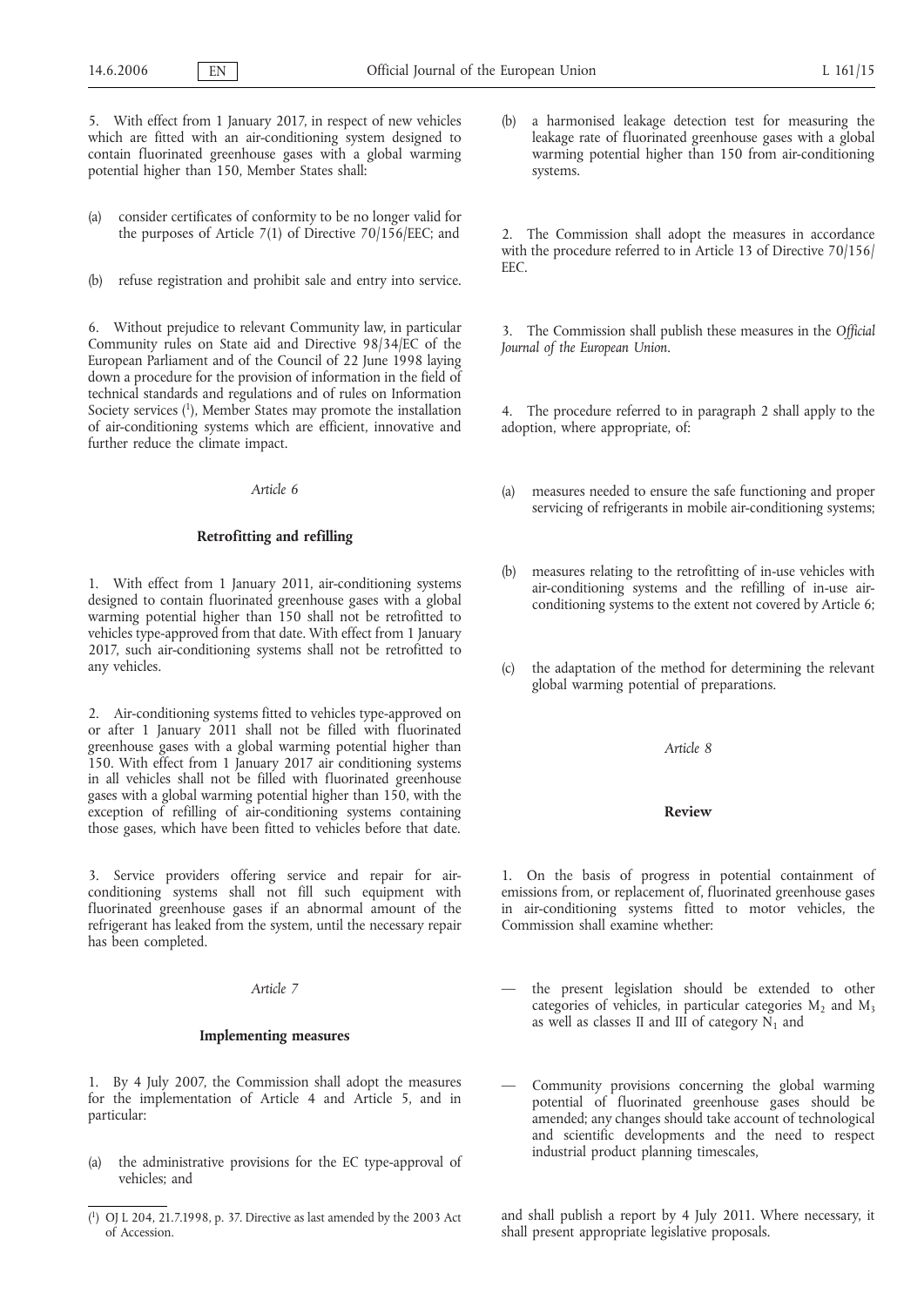5. With effect from 1 January 2017, in respect of new vehicles which are fitted with an air-conditioning system designed to contain fluorinated greenhouse gases with a global warming potential higher than 150, Member States shall:

(a) consider certificates of conformity to be no longer valid for the purposes of Article 7(1) of Directive 70/156/EEC; and

(b) refuse registration and prohibit sale and entry into service.

6. Without prejudice to relevant Community law, in particular Community rules on State aid and Directive 98/34/EC of the European Parliament and of the Council of 22 June 1998 laying down a procedure for the provision of information in the field of technical standards and regulations and of rules on Information Society services [1], Member States may promote the installation of air-conditioning systems which are efficient, innovative and further reduce the climate impact.

*Article 6*

**Retrofitting and refilling**

1. With effect from 1 January 2011, air-conditioning systems designed to contain fluorinated greenhouse gases with a global warming potential higher than 150 shall not be retrofitted to vehicles type-approved from that date. With effect from 1 January 2017, such air-conditioning systems shall not be retrofitted to any vehicles.

2. Air-conditioning systems fitted to vehicles type-approved on or after 1 January 2011 shall not be filled with fluorinated greenhouse gases with a global warming potential higher than 150. With effect from 1 January 2017 air conditioning systems in all vehicles shall not be filled with fluorinated greenhouse gases with a global warming potential higher than 150, with the exception of refilling of air-conditioning systems containing those gases, which have been fitted to vehicles before that date.

3. Service providers offering service and repair for air-conditioning systems shall not fill such equipment with fluorinated greenhouse gases if an abnormal amount of the refrigerant has leaked from the system, until the necessary repair has been completed.

*Article 7*

**Implementing measures**

1. By 4 July 2007, the Commission shall adopt the measures for the implementation of Article 4 and Article 5, and in particular:

(a) the administrative provisions for the EC type-approval of vehicles; and

(b) a harmonised leakage detection test for measuring the leakage rate of fluorinated greenhouse gases with a global warming potential higher than 150 from air-conditioning systems.

2. The Commission shall adopt the measures in accordance with the procedure referred to in Article 13 of Directive 70/156/EEC.

3. The Commission shall publish these measures in the *Official Journal of the European Union*.

4. The procedure referred to in paragraph 2 shall apply to the adoption, where appropriate, of:

(a) measures needed to ensure the safe functioning and proper servicing of refrigerants in mobile air-conditioning systems;

(b) measures relating to the retrofitting of in-use vehicles with air-conditioning systems and the refilling of in-use air-conditioning systems to the extent not covered by Article 6;

(c) the adaptation of the method for determining the relevant global warming potential of preparations.

*Article 8*

**Review**

1. On the basis of progress in potential containment of emissions from, or replacement of, fluorinated greenhouse gases in air-conditioning systems fitted to motor vehicles, the Commission shall examine whether:

— the present legislation should be extended to other categories of vehicles, in particular categories $M_2$ and $M_3$ as well as classes II and III of category $N_1$ and

— Community provisions concerning the global warming potential of fluorinated greenhouse gases should be amended; any changes should take account of technological and scientific developments and the need to respect industrial product planning timescales,

and shall publish a report by 4 July 2011. Where necessary, it shall present appropriate legislative proposals.

[1] OJ L 204, 21.7.1998, p. 37. Directive as last amended by the 2003 Act of Accession.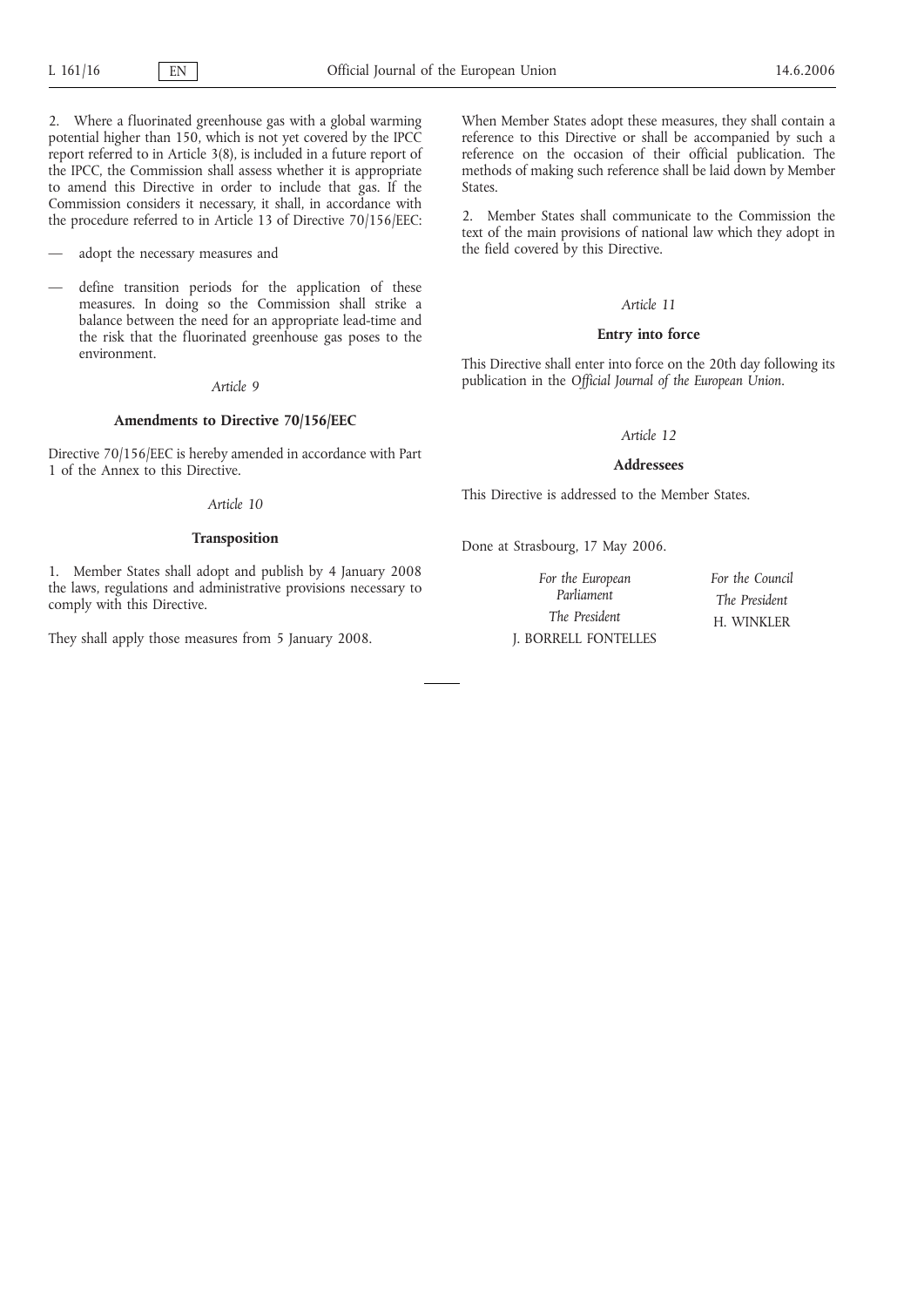2. Where a fluorinated greenhouse gas with a global warming potential higher than 150, which is not yet covered by the IPCC report referred to in Article 3(8), is included in a future report of the IPCC, the Commission shall assess whether it is appropriate to amend this Directive in order to include that gas. If the Commission considers it necessary, it shall, in accordance with the procedure referred to in Article 13 of Directive 70/156/EEC:

— adopt the necessary measures and

— define transition periods for the application of these measures. In doing so the Commission shall strike a balance between the need for an appropriate lead-time and the risk that the fluorinated greenhouse gas poses to the environment.

*Article 9*

**Amendments to Directive 70/156/EEC**

Directive 70/156/EEC is hereby amended in accordance with Part 1 of the Annex to this Directive.

*Article 10*

**Transposition**

1. Member States shall adopt and publish by 4 January 2008 the laws, regulations and administrative provisions necessary to comply with this Directive.

They shall apply those measures from 5 January 2008.

When Member States adopt these measures, they shall contain a reference to this Directive or shall be accompanied by such a reference on the occasion of their official publication. The methods of making such reference shall be laid down by Member States.

2. Member States shall communicate to the Commission the text of the main provisions of national law which they adopt in the field covered by this Directive.

*Article 11*

**Entry into force**

This Directive shall enter into force on the 20th day following its publication in the *Official Journal of the European Union*.

*Article 12*

**Addressees**

This Directive is addressed to the Member States.

Done at Strasbourg, 17 May 2006.

*For the European Parliament*

*The President*

J. BORRELL FONTELLES

*For the Council*

*The President*

H. WINKLER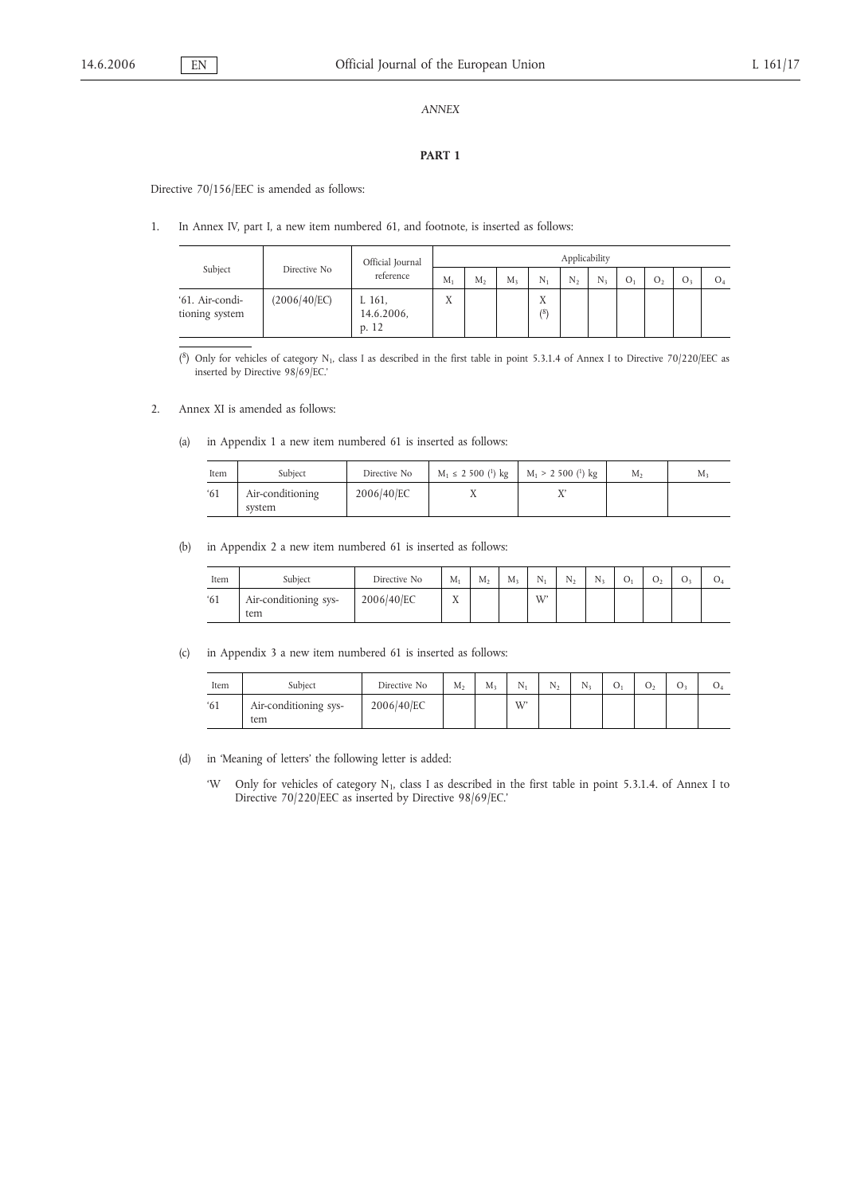*ANNEX*

**PART 1**

Directive 70/156/EEC is amended as follows:

1. In Annex IV, part I, a new item numbered 61, and footnote, is inserted as follows:

| Subject | Directive No | Official Journal reference | Applicability | | | | | | | | | |
|---|---|---|---|---|---|---|---|---|---|---|---|---|
| | | | $M_1$ | $M_2$ | $M_3$ | $N_1$ | $N_2$ | $N_3$ | $O_1$ | $O_2$ | $O_3$ | $O_4$ |
| '61. Air-conditioning system | (2006/40/EC) | L 161, 14.6.2006, p. 12 | X | | | X [8] | | | | | | |

[8] Only for vehicles of category $N_1$, class I as described in the first table in point 5.3.1.4 of Annex I to Directive 70/220/EEC as inserted by Directive 98/69/EC.'

2. Annex XI is amended as follows:

(a) in Appendix 1 a new item numbered 61 is inserted as follows:

| Item | Subject | Directive No | $M_1 \leq 2\,500$ [1] kg | $M_1 > 2\,500$ [1] kg | $M_2$ | $M_3$ |
|---|---|---|---|---|---|---|
| '61 | Air-conditioning system | 2006/40/EC | X | X' | | |

(b) in Appendix 2 a new item numbered 61 is inserted as follows:

| Item | Subject | Directive No | $M_1$ | $M_2$ | $M_3$ | $N_1$ | $N_2$ | $N_3$ | $O_1$ | $O_2$ | $O_3$ | $O_4$ |
|---|---|---|---|---|---|---|---|---|---|---|---|---|
| '61 | Air-conditioning system | 2006/40/EC | X | | | W' | | | | | | |

(c) in Appendix 3 a new item numbered 61 is inserted as follows:

| Item | Subject | Directive No | $M_2$ | $M_3$ | $N_1$ | $N_2$ | $N_3$ | $O_1$ | $O_2$ | $O_3$ | $O_4$ |
|---|---|---|---|---|---|---|---|---|---|---|---|
| '61 | Air-conditioning system | 2006/40/EC | | | W' | | | | | | |

(d) in 'Meaning of letters' the following letter is added:

'W Only for vehicles of category $N_1$, class I as described in the first table in point 5.3.1.4. of Annex I to Directive 70/220/EEC as inserted by Directive 98/69/EC.'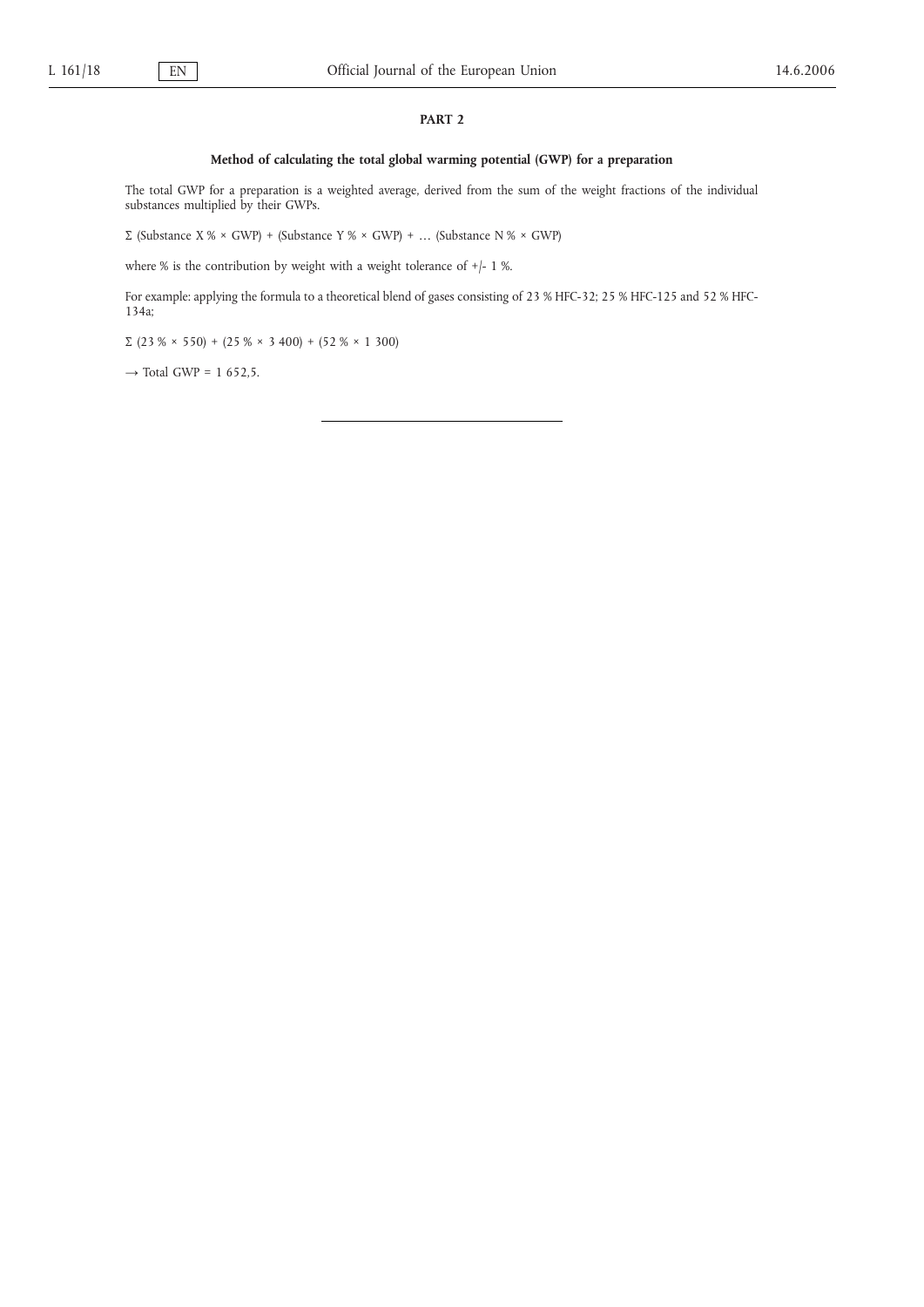**PART 2**

**Method of calculating the total global warming potential (GWP) for a preparation**

The total GWP for a preparation is a weighted average, derived from the sum of the weight fractions of the individual substances multiplied by their GWPs.

Σ (Substance X % × GWP) + (Substance Y % × GWP) + … (Substance N % × GWP)

where % is the contribution by weight with a weight tolerance of +/- 1 %.

For example: applying the formula to a theoretical blend of gases consisting of 23 % HFC-32; 25 % HFC-125 and 52 % HFC-134a;

Σ (23 % × 550) + (25 % × 3 400) + (52 % × 1 300)

→ Total GWP = 1 652,5.